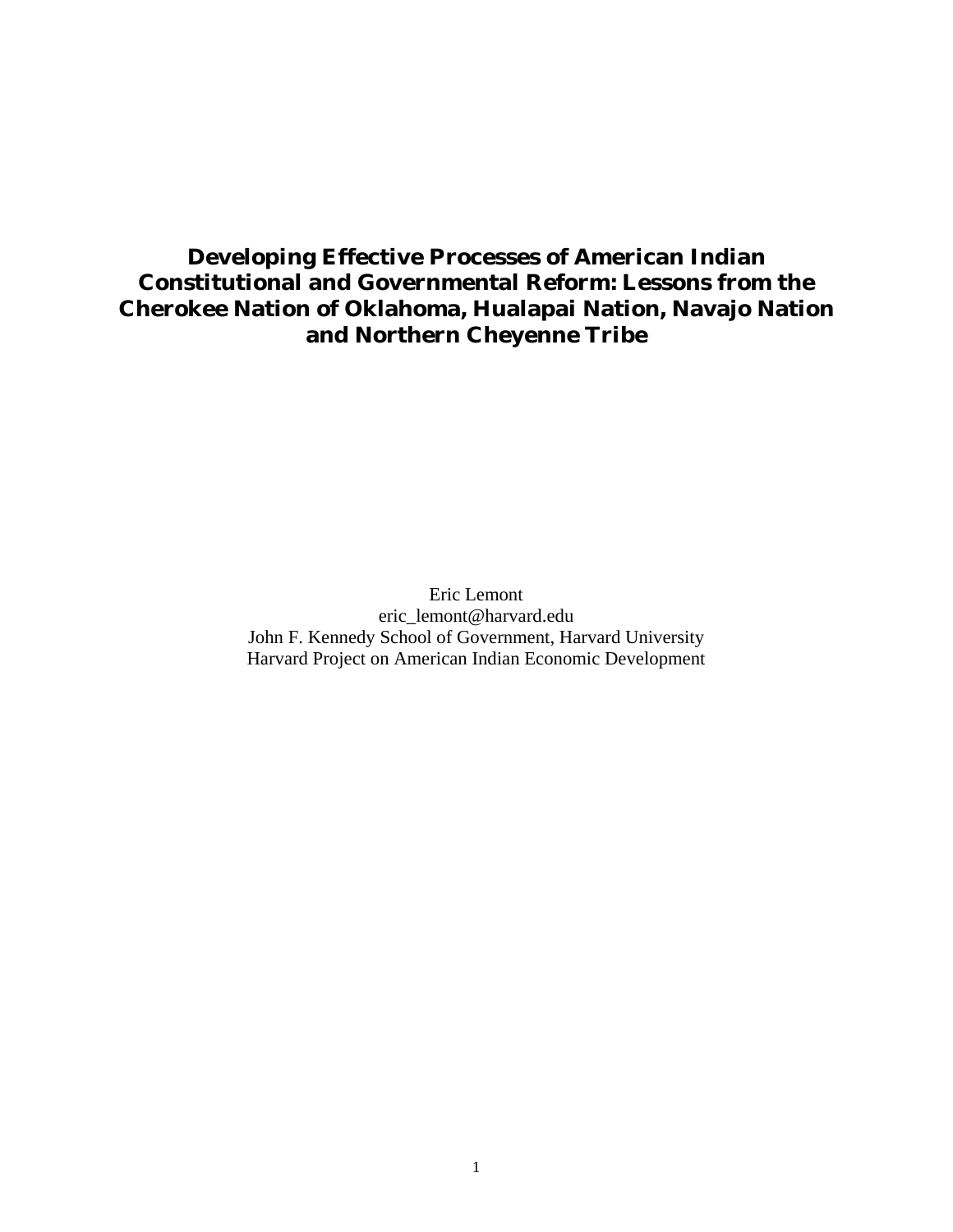# Developing Effective Processes of American Indian Constitutional and Governmental Reform: Lessons from the Cherokee Nation of Oklahoma, Hualapai Nation, Navajo Nation and Northern Cheyenne Tribe

Eric Lemont
eric_lemont@harvard.edu
John F. Kennedy School of Government, Harvard University
Harvard Project on American Indian Economic Development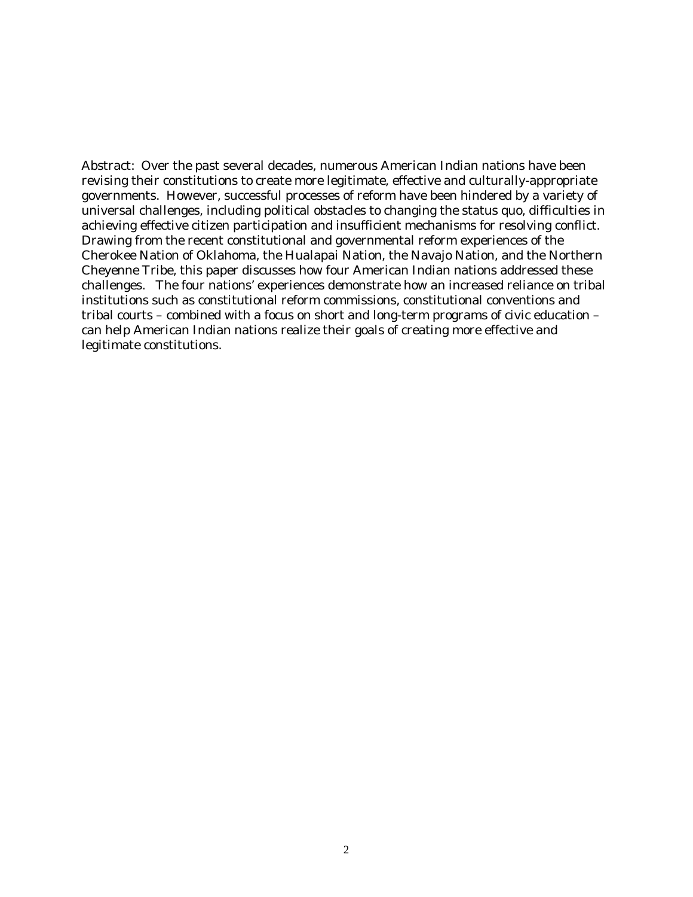Abstract: Over the past several decades, numerous American Indian nations have been revising their constitutions to create more legitimate, effective and culturally-appropriate governments. However, successful processes of reform have been hindered by a variety of universal challenges, including political obstacles to changing the status quo, difficulties in achieving effective citizen participation and insufficient mechanisms for resolving conflict. Drawing from the recent constitutional and governmental reform experiences of the Cherokee Nation of Oklahoma, the Hualapai Nation, the Navajo Nation, and the Northern Cheyenne Tribe, this paper discusses how four American Indian nations addressed these challenges. The four nations' experiences demonstrate how an increased reliance on tribal institutions such as constitutional reform commissions, constitutional conventions and tribal courts – combined with a focus on short and long-term programs of civic education – can help American Indian nations realize their goals of creating more effective and legitimate constitutions.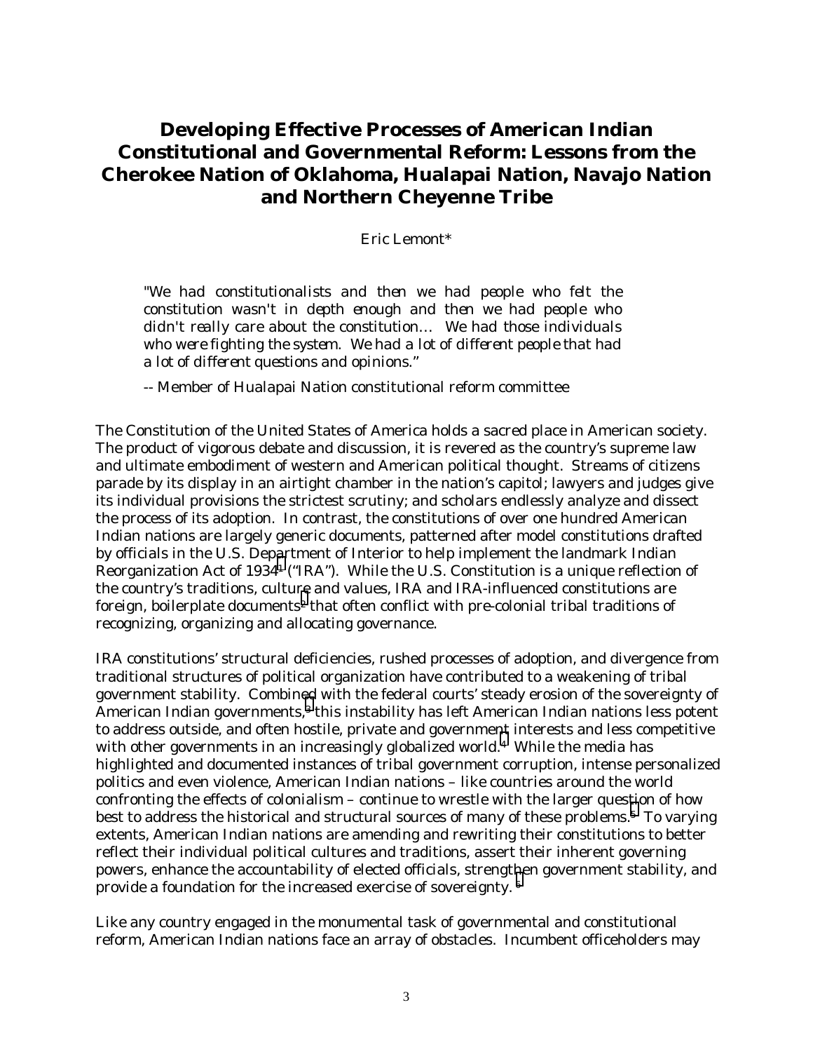# Developing Effective Processes of American Indian Constitutional and Governmental Reform: Lessons from the Cherokee Nation of Oklahoma, Hualapai Nation, Navajo Nation and Northern Cheyenne Tribe

Eric Lemont*

> *"We had constitutionalists and then we had people who felt the constitution wasn't in depth enough and then we had people who didn't really care about the constitution… We had those individuals who were fighting the system. We had a lot of different people that had a lot of different questions and opinions."*
>
> -- Member of Hualapai Nation constitutional reform committee

The Constitution of the United States of America holds a sacred place in American society. The product of vigorous debate and discussion, it is revered as the country's supreme law and ultimate embodiment of western and American political thought. Streams of citizens parade by its display in an airtight chamber in the nation's capitol; lawyers and judges give its individual provisions the strictest scrutiny; and scholars endlessly analyze and dissect the process of its adoption. In contrast, the constitutions of over one hundred American Indian nations are largely generic documents, patterned after model constitutions drafted by officials in the U.S. Department of Interior to help implement the landmark Indian Reorganization Act of 1934[1] ("IRA"). While the U.S. Constitution is a unique reflection of the country's traditions, culture and values, IRA and IRA-influenced constitutions are foreign, boilerplate documents[2] that often conflict with pre-colonial tribal traditions of recognizing, organizing and allocating governance.

IRA constitutions' structural deficiencies, rushed processes of adoption, and divergence from traditional structures of political organization have contributed to a weakening of tribal government stability. Combined with the federal courts' steady erosion of the sovereignty of American Indian governments,[3] this instability has left American Indian nations less potent to address outside, and often hostile, private and government interests and less competitive with other governments in an increasingly globalized world.[4] While the media has highlighted and documented instances of tribal government corruption, intense personalized politics and even violence, American Indian nations – like countries around the world confronting the effects of colonialism – continue to wrestle with the larger question of how best to address the historical and structural sources of many of these problems.[5] To varying extents, American Indian nations are amending and rewriting their constitutions to better reflect their individual political cultures and traditions, assert their inherent governing powers, enhance the accountability of elected officials, strengthen government stability, and provide a foundation for the increased exercise of sovereignty.[6]

Like any country engaged in the monumental task of governmental and constitutional reform, American Indian nations face an array of obstacles. Incumbent officeholders may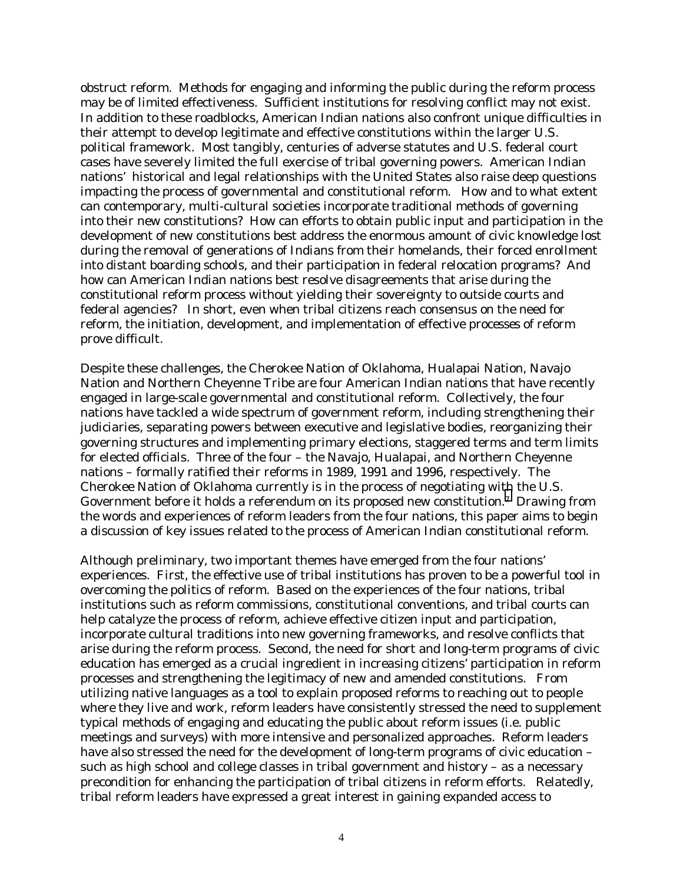obstruct reform. Methods for engaging and informing the public during the reform process may be of limited effectiveness. Sufficient institutions for resolving conflict may not exist. In addition to these roadblocks, American Indian nations also confront unique difficulties in their attempt to develop legitimate and effective constitutions within the larger U.S. political framework. Most tangibly, centuries of adverse statutes and U.S. federal court cases have severely limited the full exercise of tribal governing powers. American Indian nations' historical and legal relationships with the United States also raise deep questions impacting the process of governmental and constitutional reform. How and to what extent can contemporary, multi-cultural societies incorporate traditional methods of governing into their new constitutions? How can efforts to obtain public input and participation in the development of new constitutions best address the enormous amount of civic knowledge lost during the removal of generations of Indians from their homelands, their forced enrollment into distant boarding schools, and their participation in federal relocation programs? And how can American Indian nations best resolve disagreements that arise during the constitutional reform process without yielding their sovereignty to outside courts and federal agencies? In short, even when tribal citizens reach consensus on the need for reform, the initiation, development, and implementation of effective processes of reform prove difficult.

Despite these challenges, the Cherokee Nation of Oklahoma, Hualapai Nation, Navajo Nation and Northern Cheyenne Tribe are four American Indian nations that have recently engaged in large-scale governmental and constitutional reform. Collectively, the four nations have tackled a wide spectrum of government reform, including strengthening their judiciaries, separating powers between executive and legislative bodies, reorganizing their governing structures and implementing primary elections, staggered terms and term limits for elected officials. Three of the four – the Navajo, Hualapai, and Northern Cheyenne nations – formally ratified their reforms in 1989, 1991 and 1996, respectively. The Cherokee Nation of Oklahoma currently is in the process of negotiating with the U.S. Government before it holds a referendum on its proposed new constitution.[7] Drawing from the words and experiences of reform leaders from the four nations, this paper aims to begin a discussion of key issues related to the process of American Indian constitutional reform.

Although preliminary, two important themes have emerged from the four nations' experiences. First, the effective use of tribal institutions has proven to be a powerful tool in overcoming the politics of reform. Based on the experiences of the four nations, tribal institutions such as reform commissions, constitutional conventions, and tribal courts can help catalyze the process of reform, achieve effective citizen input and participation, incorporate cultural traditions into new governing frameworks, and resolve conflicts that arise during the reform process. Second, the need for short and long-term programs of civic education has emerged as a crucial ingredient in increasing citizens' participation in reform processes and strengthening the legitimacy of new and amended constitutions. From utilizing native languages as a tool to explain proposed reforms to reaching out to people where they live and work, reform leaders have consistently stressed the need to supplement typical methods of engaging and educating the public about reform issues (i.e. public meetings and surveys) with more intensive and personalized approaches. Reform leaders have also stressed the need for the development of long-term programs of civic education – such as high school and college classes in tribal government and history – as a necessary precondition for enhancing the participation of tribal citizens in reform efforts. Relatedly, tribal reform leaders have expressed a great interest in gaining expanded access to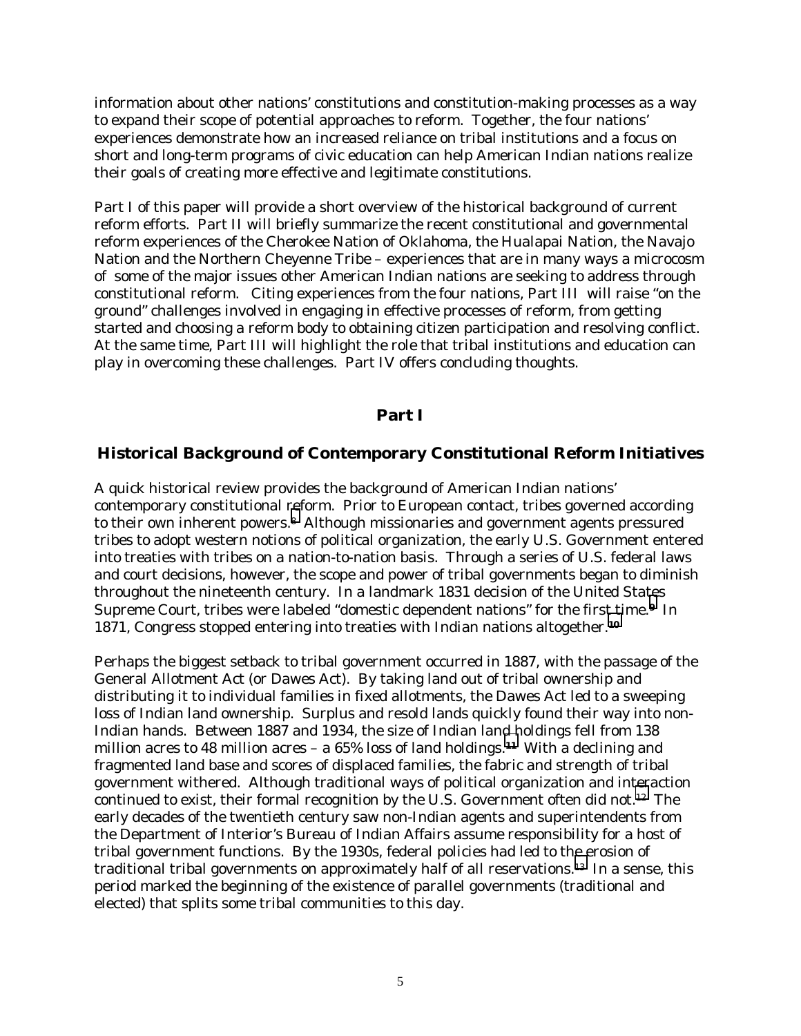information about other nations' constitutions and constitution-making processes as a way to expand their scope of potential approaches to reform. Together, the four nations' experiences demonstrate how an increased reliance on tribal institutions and a focus on short and long-term programs of civic education can help American Indian nations realize their goals of creating more effective and legitimate constitutions.

Part I of this paper will provide a short overview of the historical background of current reform efforts. Part II will briefly summarize the recent constitutional and governmental reform experiences of the Cherokee Nation of Oklahoma, the Hualapai Nation, the Navajo Nation and the Northern Cheyenne Tribe – experiences that are in many ways a microcosm of some of the major issues other American Indian nations are seeking to address through constitutional reform. Citing experiences from the four nations, Part III will raise "on the ground" challenges involved in engaging in effective processes of reform, from getting started and choosing a reform body to obtaining citizen participation and resolving conflict. At the same time, Part III will highlight the role that tribal institutions and education can play in overcoming these challenges. Part IV offers concluding thoughts.

## Part I

## Historical Background of Contemporary Constitutional Reform Initiatives

A quick historical review provides the background of American Indian nations' contemporary constitutional reform. Prior to European contact, tribes governed according to their own inherent powers.[8] Although missionaries and government agents pressured tribes to adopt western notions of political organization, the early U.S. Government entered into treaties with tribes on a nation-to-nation basis. Through a series of U.S. federal laws and court decisions, however, the scope and power of tribal governments began to diminish throughout the nineteenth century. In a landmark 1831 decision of the United States Supreme Court, tribes were labeled "domestic dependent nations" for the first time.[9] In 1871, Congress stopped entering into treaties with Indian nations altogether.[10]

Perhaps the biggest setback to tribal government occurred in 1887, with the passage of the General Allotment Act (or Dawes Act). By taking land out of tribal ownership and distributing it to individual families in fixed allotments, the Dawes Act led to a sweeping loss of Indian land ownership. Surplus and resold lands quickly found their way into non-Indian hands. Between 1887 and 1934, the size of Indian land holdings fell from 138 million acres to 48 million acres – a 65% loss of land holdings.[11] With a declining and fragmented land base and scores of displaced families, the fabric and strength of tribal government withered. Although traditional ways of political organization and interaction continued to exist, their formal recognition by the U.S. Government often did not.[12] The early decades of the twentieth century saw non-Indian agents and superintendents from the Department of Interior's Bureau of Indian Affairs assume responsibility for a host of tribal government functions. By the 1930s, federal policies had led to the erosion of traditional tribal governments on approximately half of all reservations.[13] In a sense, this period marked the beginning of the existence of parallel governments (traditional and elected) that splits some tribal communities to this day.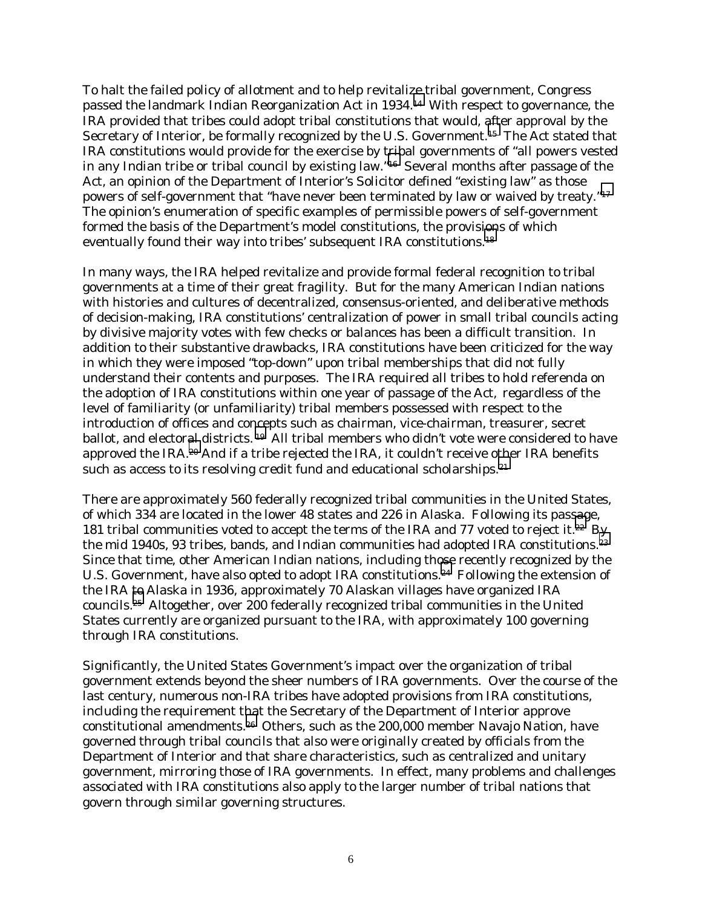To halt the failed policy of allotment and to help revitalize tribal government, Congress passed the landmark Indian Reorganization Act in 1934.[14] With respect to governance, the IRA provided that tribes could adopt tribal constitutions that would, after approval by the Secretary of Interior, be formally recognized by the U.S. Government.[15] The Act stated that IRA constitutions would provide for the exercise by tribal governments of "all powers vested in any Indian tribe or tribal council by existing law."[16] Several months after passage of the Act, an opinion of the Department of Interior's Solicitor defined "existing law" as those powers of self-government that "have never been terminated by law or waived by treaty."[17] The opinion's enumeration of specific examples of permissible powers of self-government formed the basis of the Department's model constitutions, the provisions of which eventually found their way into tribes' subsequent IRA constitutions.[18]

In many ways, the IRA helped revitalize and provide formal federal recognition to tribal governments at a time of their great fragility. But for the many American Indian nations with histories and cultures of decentralized, consensus-oriented, and deliberative methods of decision-making, IRA constitutions' centralization of power in small tribal councils acting by divisive majority votes with few checks or balances has been a difficult transition. In addition to their substantive drawbacks, IRA constitutions have been criticized for the way in which they were imposed "top-down" upon tribal memberships that did not fully understand their contents and purposes. The IRA required all tribes to hold referenda on the adoption of IRA constitutions within one year of passage of the Act, regardless of the level of familiarity (or unfamiliarity) tribal members possessed with respect to the introduction of offices and concepts such as chairman, vice-chairman, treasurer, secret ballot, and electoral districts.[19] All tribal members who didn't vote were considered to have approved the IRA.[20] And if a tribe rejected the IRA, it couldn't receive other IRA benefits such as access to its resolving credit fund and educational scholarships.[21]

There are approximately 560 federally recognized tribal communities in the United States, of which 334 are located in the lower 48 states and 226 in Alaska. Following its passage, 181 tribal communities voted to accept the terms of the IRA and 77 voted to reject it.[22] By the mid 1940s, 93 tribes, bands, and Indian communities had adopted IRA constitutions.[23] Since that time, other American Indian nations, including those recently recognized by the U.S. Government, have also opted to adopt IRA constitutions.[24] Following the extension of the IRA to Alaska in 1936, approximately 70 Alaskan villages have organized IRA councils.[25] Altogether, over 200 federally recognized tribal communities in the United States currently are organized pursuant to the IRA, with approximately 100 governing through IRA constitutions.

Significantly, the United States Government's impact over the organization of tribal government extends beyond the sheer numbers of IRA governments. Over the course of the last century, numerous non-IRA tribes have adopted provisions from IRA constitutions, including the requirement that the Secretary of the Department of Interior approve constitutional amendments.[26] Others, such as the 200,000 member Navajo Nation, have governed through tribal councils that also were originally created by officials from the Department of Interior and that share characteristics, such as centralized and unitary government, mirroring those of IRA governments. In effect, many problems and challenges associated with IRA constitutions also apply to the larger number of tribal nations that govern through similar governing structures.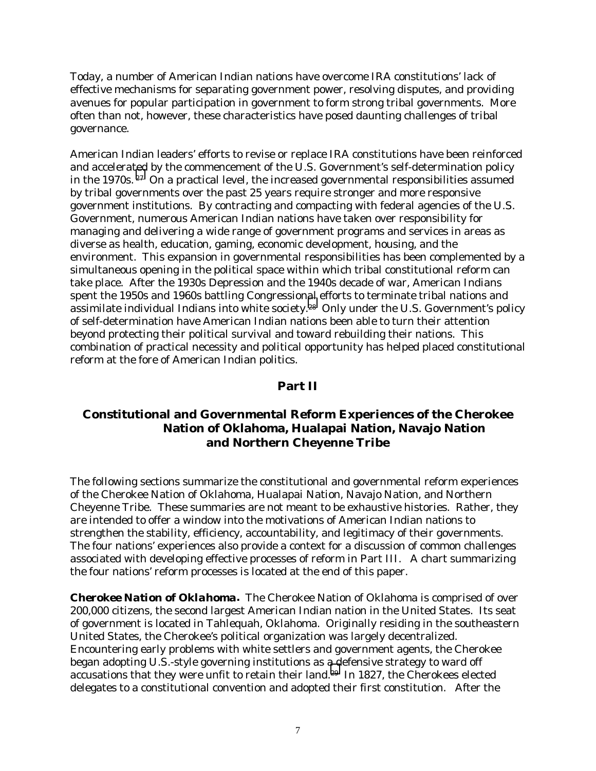Today, a number of American Indian nations have overcome IRA constitutions' lack of effective mechanisms for separating government power, resolving disputes, and providing avenues for popular participation in government to form strong tribal governments. More often than not, however, these characteristics have posed daunting challenges of tribal governance.

American Indian leaders' efforts to revise or replace IRA constitutions have been reinforced and accelerated by the commencement of the U.S. Government's self-determination policy in the 1970s.[27] On a practical level, the increased governmental responsibilities assumed by tribal governments over the past 25 years require stronger and more responsive government institutions. By contracting and compacting with federal agencies of the U.S. Government, numerous American Indian nations have taken over responsibility for managing and delivering a wide range of government programs and services in areas as diverse as health, education, gaming, economic development, housing, and the environment. This expansion in governmental responsibilities has been complemented by a simultaneous opening in the political space within which tribal constitutional reform can take place. After the 1930s Depression and the 1940s decade of war, American Indians spent the 1950s and 1960s battling Congressional efforts to terminate tribal nations and assimilate individual Indians into white society.[28] Only under the U.S. Government's policy of self-determination have American Indian nations been able to turn their attention beyond protecting their political survival and toward rebuilding their nations. This combination of practical necessity and political opportunity has helped placed constitutional reform at the fore of American Indian politics.

## Part II

## Constitutional and Governmental Reform Experiences of the Cherokee Nation of Oklahoma, Hualapai Nation, Navajo Nation and Northern Cheyenne Tribe

The following sections summarize the constitutional and governmental reform experiences of the Cherokee Nation of Oklahoma, Hualapai Nation, Navajo Nation, and Northern Cheyenne Tribe. These summaries are not meant to be exhaustive histories. Rather, they are intended to offer a window into the motivations of American Indian nations to strengthen the stability, efficiency, accountability, and legitimacy of their governments. The four nations' experiences also provide a context for a discussion of common challenges associated with developing effective processes of reform in Part III. A chart summarizing the four nations' reform processes is located at the end of this paper.

***Cherokee Nation of Oklahoma.*** The Cherokee Nation of Oklahoma is comprised of over 200,000 citizens, the second largest American Indian nation in the United States. Its seat of government is located in Tahlequah, Oklahoma. Originally residing in the southeastern United States, the Cherokee's political organization was largely decentralized. Encountering early problems with white settlers and government agents, the Cherokee began adopting U.S.-style governing institutions as a defensive strategy to ward off accusations that they were unfit to retain their land.[29] In 1827, the Cherokees elected delegates to a constitutional convention and adopted their first constitution. After the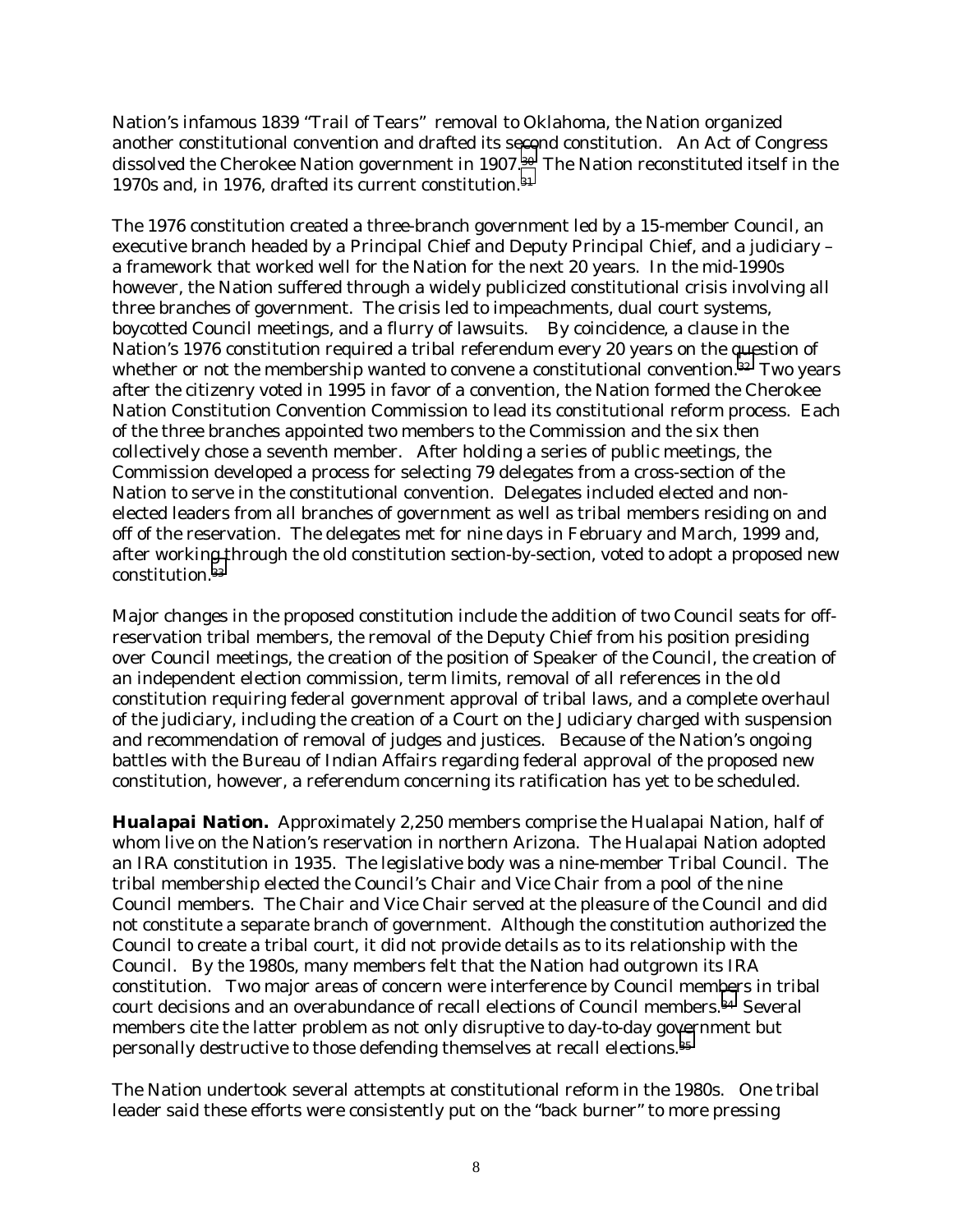Nation's infamous 1839 "Trail of Tears" removal to Oklahoma, the Nation organized another constitutional convention and drafted its second constitution. An Act of Congress dissolved the Cherokee Nation government in 1907.[30] The Nation reconstituted itself in the 1970s and, in 1976, drafted its current constitution.[31]

The 1976 constitution created a three-branch government led by a 15-member Council, an executive branch headed by a Principal Chief and Deputy Principal Chief, and a judiciary – a framework that worked well for the Nation for the next 20 years. In the mid-1990s however, the Nation suffered through a widely publicized constitutional crisis involving all three branches of government. The crisis led to impeachments, dual court systems, boycotted Council meetings, and a flurry of lawsuits. By coincidence, a clause in the Nation's 1976 constitution required a tribal referendum every 20 years on the question of whether or not the membership wanted to convene a constitutional convention.[32] Two years after the citizenry voted in 1995 in favor of a convention, the Nation formed the Cherokee Nation Constitution Convention Commission to lead its constitutional reform process. Each of the three branches appointed two members to the Commission and the six then collectively chose a seventh member. After holding a series of public meetings, the Commission developed a process for selecting 79 delegates from a cross-section of the Nation to serve in the constitutional convention. Delegates included elected and non-elected leaders from all branches of government as well as tribal members residing on and off of the reservation. The delegates met for nine days in February and March, 1999 and, after working through the old constitution section-by-section, voted to adopt a proposed new constitution.[33]

Major changes in the proposed constitution include the addition of two Council seats for off-reservation tribal members, the removal of the Deputy Chief from his position presiding over Council meetings, the creation of the position of Speaker of the Council, the creation of an independent election commission, term limits, removal of all references in the old constitution requiring federal government approval of tribal laws, and a complete overhaul of the judiciary, including the creation of a Court on the Judiciary charged with suspension and recommendation of removal of judges and justices. Because of the Nation's ongoing battles with the Bureau of Indian Affairs regarding federal approval of the proposed new constitution, however, a referendum concerning its ratification has yet to be scheduled.

**Hualapai Nation.** Approximately 2,250 members comprise the Hualapai Nation, half of whom live on the Nation's reservation in northern Arizona. The Hualapai Nation adopted an IRA constitution in 1935. The legislative body was a nine-member Tribal Council. The tribal membership elected the Council's Chair and Vice Chair from a pool of the nine Council members. The Chair and Vice Chair served at the pleasure of the Council and did not constitute a separate branch of government. Although the constitution authorized the Council to create a tribal court, it did not provide details as to its relationship with the Council. By the 1980s, many members felt that the Nation had outgrown its IRA constitution. Two major areas of concern were interference by Council members in tribal court decisions and an overabundance of recall elections of Council members.[34] Several members cite the latter problem as not only disruptive to day-to-day government but personally destructive to those defending themselves at recall elections.[35]

The Nation undertook several attempts at constitutional reform in the 1980s. One tribal leader said these efforts were consistently put on the "back burner" to more pressing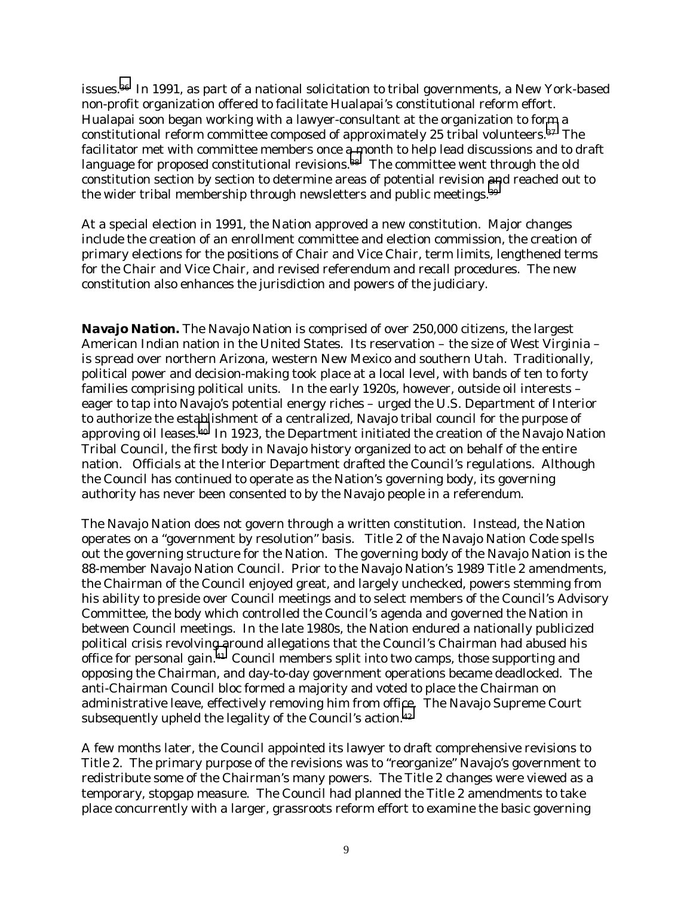issues.[36] In 1991, as part of a national solicitation to tribal governments, a New York-based non-profit organization offered to facilitate Hualapai's constitutional reform effort. Hualapai soon began working with a lawyer-consultant at the organization to form a constitutional reform committee composed of approximately 25 tribal volunteers.[37] The facilitator met with committee members once a month to help lead discussions and to draft language for proposed constitutional revisions.[38] The committee went through the old constitution section by section to determine areas of potential revision and reached out to the wider tribal membership through newsletters and public meetings.[39]

At a special election in 1991, the Nation approved a new constitution. Major changes include the creation of an enrollment committee and election commission, the creation of primary elections for the positions of Chair and Vice Chair, term limits, lengthened terms for the Chair and Vice Chair, and revised referendum and recall procedures. The new constitution also enhances the jurisdiction and powers of the judiciary.

***Navajo Nation.*** The Navajo Nation is comprised of over 250,000 citizens, the largest American Indian nation in the United States. Its reservation – the size of West Virginia – is spread over northern Arizona, western New Mexico and southern Utah. Traditionally, political power and decision-making took place at a local level, with bands of ten to forty families comprising political units. In the early 1920s, however, outside oil interests – eager to tap into Navajo's potential energy riches – urged the U.S. Department of Interior to authorize the establishment of a centralized, Navajo tribal council for the purpose of approving oil leases.[40] In 1923, the Department initiated the creation of the Navajo Nation Tribal Council, the first body in Navajo history organized to act on behalf of the entire nation. Officials at the Interior Department drafted the Council's regulations. Although the Council has continued to operate as the Nation's governing body, its governing authority has never been consented to by the Navajo people in a referendum.

The Navajo Nation does not govern through a written constitution. Instead, the Nation operates on a "government by resolution" basis. Title 2 of the Navajo Nation Code spells out the governing structure for the Nation. The governing body of the Navajo Nation is the 88-member Navajo Nation Council. Prior to the Navajo Nation's 1989 Title 2 amendments, the Chairman of the Council enjoyed great, and largely unchecked, powers stemming from his ability to preside over Council meetings and to select members of the Council's Advisory Committee, the body which controlled the Council's agenda and governed the Nation in between Council meetings. In the late 1980s, the Nation endured a nationally publicized political crisis revolving around allegations that the Council's Chairman had abused his office for personal gain.[41] Council members split into two camps, those supporting and opposing the Chairman, and day-to-day government operations became deadlocked. The anti-Chairman Council bloc formed a majority and voted to place the Chairman on administrative leave, effectively removing him from office. The Navajo Supreme Court subsequently upheld the legality of the Council's action.[42]

A few months later, the Council appointed its lawyer to draft comprehensive revisions to Title 2. The primary purpose of the revisions was to "reorganize" Navajo's government to redistribute some of the Chairman's many powers. The Title 2 changes were viewed as a temporary, stopgap measure. The Council had planned the Title 2 amendments to take place concurrently with a larger, grassroots reform effort to examine the basic governing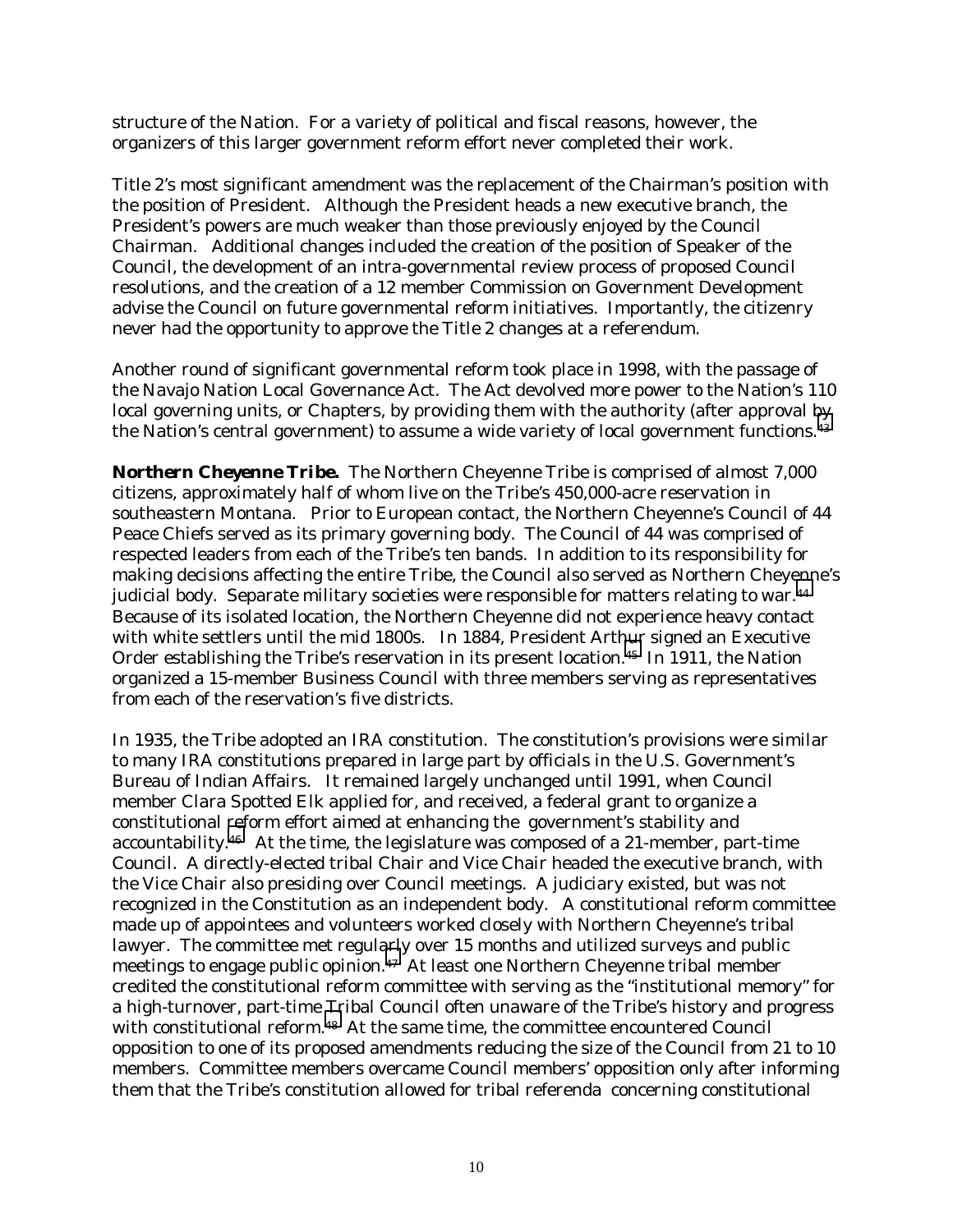structure of the Nation. For a variety of political and fiscal reasons, however, the organizers of this larger government reform effort never completed their work.

Title 2's most significant amendment was the replacement of the Chairman's position with the position of President. Although the President heads a new executive branch, the President's powers are much weaker than those previously enjoyed by the Council Chairman. Additional changes included the creation of the position of Speaker of the Council, the development of an intra-governmental review process of proposed Council resolutions, and the creation of a 12 member Commission on Government Development advise the Council on future governmental reform initiatives. Importantly, the citizenry never had the opportunity to approve the Title 2 changes at a referendum.

Another round of significant governmental reform took place in 1998, with the passage of the Navajo Nation Local Governance Act. The Act devolved more power to the Nation's 110 local governing units, or Chapters, by providing them with the authority (after approval by the Nation's central government) to assume a wide variety of local government functions.[43]

***Northern Cheyenne Tribe.*** The Northern Cheyenne Tribe is comprised of almost 7,000 citizens, approximately half of whom live on the Tribe's 450,000-acre reservation in southeastern Montana. Prior to European contact, the Northern Cheyenne's Council of 44 Peace Chiefs served as its primary governing body. The Council of 44 was comprised of respected leaders from each of the Tribe's ten bands. In addition to its responsibility for making decisions affecting the entire Tribe, the Council also served as Northern Cheyenne's judicial body. Separate military societies were responsible for matters relating to war.[44] Because of its isolated location, the Northern Cheyenne did not experience heavy contact with white settlers until the mid 1800s. In 1884, President Arthur signed an Executive Order establishing the Tribe's reservation in its present location.[45] In 1911, the Nation organized a 15-member Business Council with three members serving as representatives from each of the reservation's five districts.

In 1935, the Tribe adopted an IRA constitution. The constitution's provisions were similar to many IRA constitutions prepared in large part by officials in the U.S. Government's Bureau of Indian Affairs. It remained largely unchanged until 1991, when Council member Clara Spotted Elk applied for, and received, a federal grant to organize a constitutional reform effort aimed at enhancing the government's stability and accountability.[46] At the time, the legislature was composed of a 21-member, part-time Council. A directly-elected tribal Chair and Vice Chair headed the executive branch, with the Vice Chair also presiding over Council meetings. A judiciary existed, but was not recognized in the Constitution as an independent body. A constitutional reform committee made up of appointees and volunteers worked closely with Northern Cheyenne's tribal lawyer. The committee met regularly over 15 months and utilized surveys and public meetings to engage public opinion.[47] At least one Northern Cheyenne tribal member credited the constitutional reform committee with serving as the "institutional memory" for a high-turnover, part-time Tribal Council often unaware of the Tribe's history and progress with constitutional reform.[48] At the same time, the committee encountered Council opposition to one of its proposed amendments reducing the size of the Council from 21 to 10 members. Committee members overcame Council members' opposition only after informing them that the Tribe's constitution allowed for tribal referenda concerning constitutional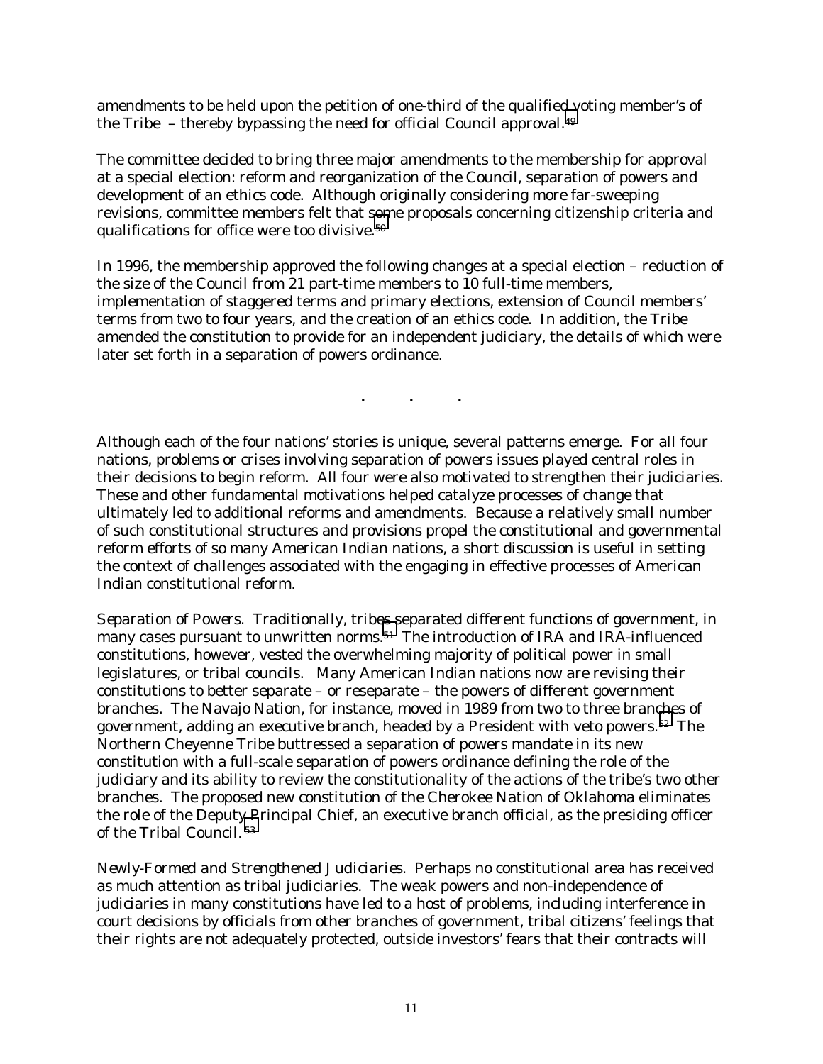amendments to be held upon the petition of one-third of the qualified voting member's of the Tribe – thereby bypassing the need for official Council approval.[49]

The committee decided to bring three major amendments to the membership for approval at a special election: reform and reorganization of the Council, separation of powers and development of an ethics code. Although originally considering more far-sweeping revisions, committee members felt that some proposals concerning citizenship criteria and qualifications for office were too divisive.[50]

In 1996, the membership approved the following changes at a special election – reduction of the size of the Council from 21 part-time members to 10 full-time members, implementation of staggered terms and primary elections, extension of Council members' terms from two to four years, and the creation of an ethics code. In addition, the Tribe amended the constitution to provide for an independent judiciary, the details of which were later set forth in a separation of powers ordinance.

. . .

Although each of the four nations' stories is unique, several patterns emerge. For all four nations, problems or crises involving separation of powers issues played central roles in their decisions to begin reform. All four were also motivated to strengthen their judiciaries. These and other fundamental motivations helped catalyze processes of change that ultimately led to additional reforms and amendments. Because a relatively small number of such constitutional structures and provisions propel the constitutional and governmental reform efforts of so many American Indian nations, a short discussion is useful in setting the context of challenges associated with the engaging in effective processes of American Indian constitutional reform.

*Separation of Powers.* Traditionally, tribes separated different functions of government, in many cases pursuant to unwritten norms.[51] The introduction of IRA and IRA-influenced constitutions, however, vested the overwhelming majority of political power in small legislatures, or tribal councils. Many American Indian nations now are revising their constitutions to better separate – or reseparate – the powers of different government branches. The Navajo Nation, for instance, moved in 1989 from two to three branches of government, adding an executive branch, headed by a President with veto powers.[52] The Northern Cheyenne Tribe buttressed a separation of powers mandate in its new constitution with a full-scale separation of powers ordinance defining the role of the judiciary and its ability to review the constitutionality of the actions of the tribe's two other branches. The proposed new constitution of the Cherokee Nation of Oklahoma eliminates the role of the Deputy Principal Chief, an executive branch official, as the presiding officer of the Tribal Council.[53]

*Newly-Formed and Strengthened Judiciaries.* Perhaps no constitutional area has received as much attention as tribal judiciaries. The weak powers and non-independence of judiciaries in many constitutions have led to a host of problems, including interference in court decisions by officials from other branches of government, tribal citizens' feelings that their rights are not adequately protected, outside investors' fears that their contracts will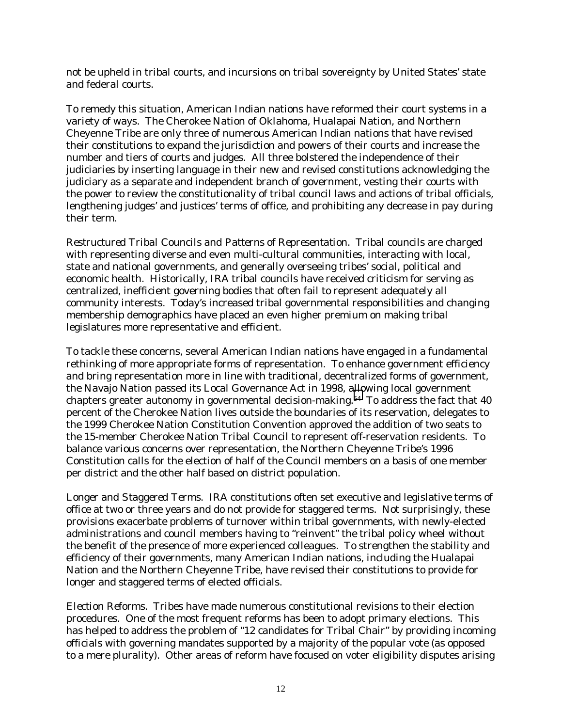not be upheld in tribal courts, and incursions on tribal sovereignty by United States' state and federal courts.

To remedy this situation, American Indian nations have reformed their court systems in a variety of ways. The Cherokee Nation of Oklahoma, Hualapai Nation, and Northern Cheyenne Tribe are only three of numerous American Indian nations that have revised their constitutions to expand the jurisdiction and powers of their courts and increase the number and tiers of courts and judges. All three bolstered the independence of their judiciaries by inserting language in their new and revised constitutions acknowledging the judiciary as a separate and independent branch of government, vesting their courts with the power to review the constitutionality of tribal council laws and actions of tribal officials, lengthening judges' and justices' terms of office, and prohibiting any decrease in pay during their term.

*Restructured Tribal Councils and Patterns of Representation.* Tribal councils are charged with representing diverse and even multi-cultural communities, interacting with local, state and national governments, and generally overseeing tribes' social, political and economic health. Historically, IRA tribal councils have received criticism for serving as centralized, inefficient governing bodies that often fail to represent adequately all community interests. Today's increased tribal governmental responsibilities and changing membership demographics have placed an even higher premium on making tribal legislatures more representative and efficient.

To tackle these concerns, several American Indian nations have engaged in a fundamental rethinking of more appropriate forms of representation. To enhance government efficiency and bring representation more in line with traditional, decentralized forms of government, the Navajo Nation passed its Local Governance Act in 1998, allowing local government chapters greater autonomy in governmental decision-making.[54] To address the fact that 40 percent of the Cherokee Nation lives outside the boundaries of its reservation, delegates to the 1999 Cherokee Nation Constitution Convention approved the addition of two seats to the 15-member Cherokee Nation Tribal Council to represent off-reservation residents. To balance various concerns over representation, the Northern Cheyenne Tribe's 1996 Constitution calls for the election of half of the Council members on a basis of one member per district and the other half based on district population.

*Longer and Staggered Terms.* IRA constitutions often set executive and legislative terms of office at two or three years and do not provide for staggered terms. Not surprisingly, these provisions exacerbate problems of turnover within tribal governments, with newly-elected administrations and council members having to "reinvent" the tribal policy wheel without the benefit of the presence of more experienced colleagues. To strengthen the stability and efficiency of their governments, many American Indian nations, including the Hualapai Nation and the Northern Cheyenne Tribe, have revised their constitutions to provide for longer and staggered terms of elected officials.

*Election Reforms.* Tribes have made numerous constitutional revisions to their election procedures. One of the most frequent reforms has been to adopt primary elections. This has helped to address the problem of "12 candidates for Tribal Chair" by providing incoming officials with governing mandates supported by a majority of the popular vote (as opposed to a mere plurality). Other areas of reform have focused on voter eligibility disputes arising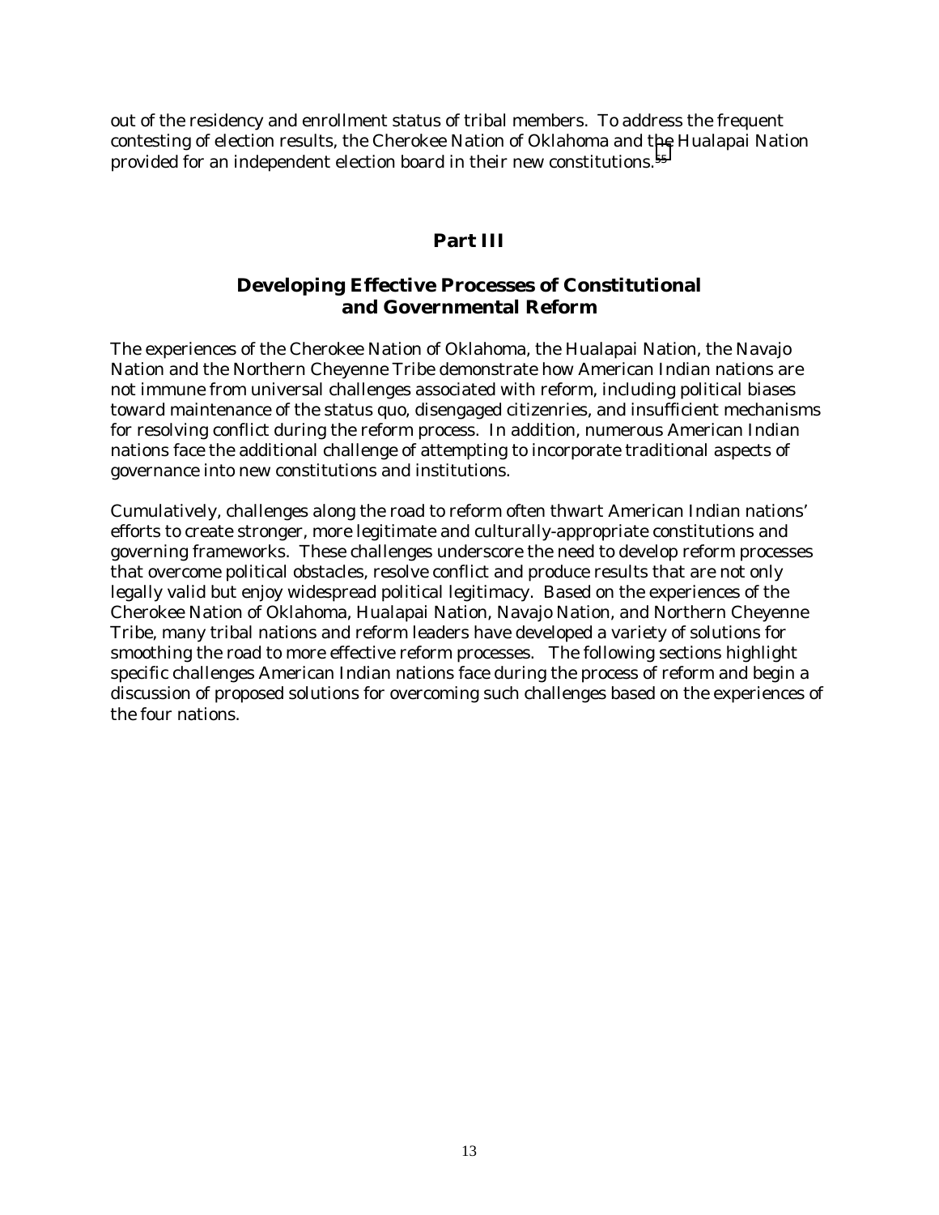out of the residency and enrollment status of tribal members. To address the frequent contesting of election results, the Cherokee Nation of Oklahoma and the Hualapai Nation provided for an independent election board in their new constitutions.[55]

## Part III

## Developing Effective Processes of Constitutional and Governmental Reform

The experiences of the Cherokee Nation of Oklahoma, the Hualapai Nation, the Navajo Nation and the Northern Cheyenne Tribe demonstrate how American Indian nations are not immune from universal challenges associated with reform, including political biases toward maintenance of the status quo, disengaged citizenries, and insufficient mechanisms for resolving conflict during the reform process. In addition, numerous American Indian nations face the additional challenge of attempting to incorporate traditional aspects of governance into new constitutions and institutions.

Cumulatively, challenges along the road to reform often thwart American Indian nations' efforts to create stronger, more legitimate and culturally-appropriate constitutions and governing frameworks. These challenges underscore the need to develop reform processes that overcome political obstacles, resolve conflict and produce results that are not only legally valid but enjoy widespread political legitimacy. Based on the experiences of the Cherokee Nation of Oklahoma, Hualapai Nation, Navajo Nation, and Northern Cheyenne Tribe, many tribal nations and reform leaders have developed a variety of solutions for smoothing the road to more effective reform processes. The following sections highlight specific challenges American Indian nations face during the process of reform and begin a discussion of proposed solutions for overcoming such challenges based on the experiences of the four nations.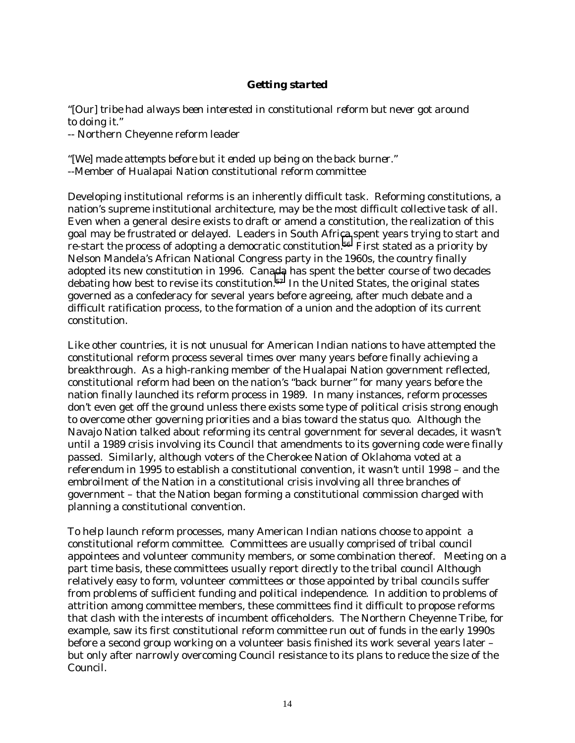### ***Getting started***

*"[Our] tribe had always been interested in constitutional reform but never got around to doing it."*
*-- Northern Cheyenne reform leader*

*"[We] made attempts before but it ended up being on the back burner."*
*--Member of Hualapai Nation constitutional reform committee*

Developing institutional reforms is an inherently difficult task. Reforming constitutions, a nation's supreme institutional architecture, may be the most difficult collective task of all. Even when a general desire exists to draft or amend a constitution, the realization of this goal may be frustrated or delayed. Leaders in South Africa spent years trying to start and re-start the process of adopting a democratic constitution.[56] First stated as a priority by Nelson Mandela's African National Congress party in the 1960s, the country finally adopted its new constitution in 1996. Canada has spent the better course of two decades debating how best to revise its constitution.[57] In the United States, the original states governed as a confederacy for several years before agreeing, after much debate and a difficult ratification process, to the formation of a union and the adoption of its current constitution.

Like other countries, it is not unusual for American Indian nations to have attempted the constitutional reform process several times over many years before finally achieving a breakthrough. As a high-ranking member of the Hualapai Nation government reflected, constitutional reform had been on the nation's "back burner" for many years before the nation finally launched its reform process in 1989. In many instances, reform processes don't even get off the ground unless there exists some type of political crisis strong enough to overcome other governing priorities and a bias toward the status quo. Although the Navajo Nation talked about reforming its central government for several decades, it wasn't until a 1989 crisis involving its Council that amendments to its governing code were finally passed. Similarly, although voters of the Cherokee Nation of Oklahoma voted at a referendum in 1995 to establish a constitutional convention, it wasn't until 1998 – and the embroilment of the Nation in a constitutional crisis involving all three branches of government – that the Nation began forming a constitutional commission charged with planning a constitutional convention.

To help launch reform processes, many American Indian nations choose to appoint a constitutional reform committee. Committees are usually comprised of tribal council appointees and volunteer community members, or some combination thereof. Meeting on a part time basis, these committees usually report directly to the tribal council Although relatively easy to form, volunteer committees or those appointed by tribal councils suffer from problems of sufficient funding and political independence. In addition to problems of attrition among committee members, these committees find it difficult to propose reforms that clash with the interests of incumbent officeholders. The Northern Cheyenne Tribe, for example, saw its first constitutional reform committee run out of funds in the early 1990s before a second group working on a volunteer basis finished its work several years later – but only after narrowly overcoming Council resistance to its plans to reduce the size of the Council.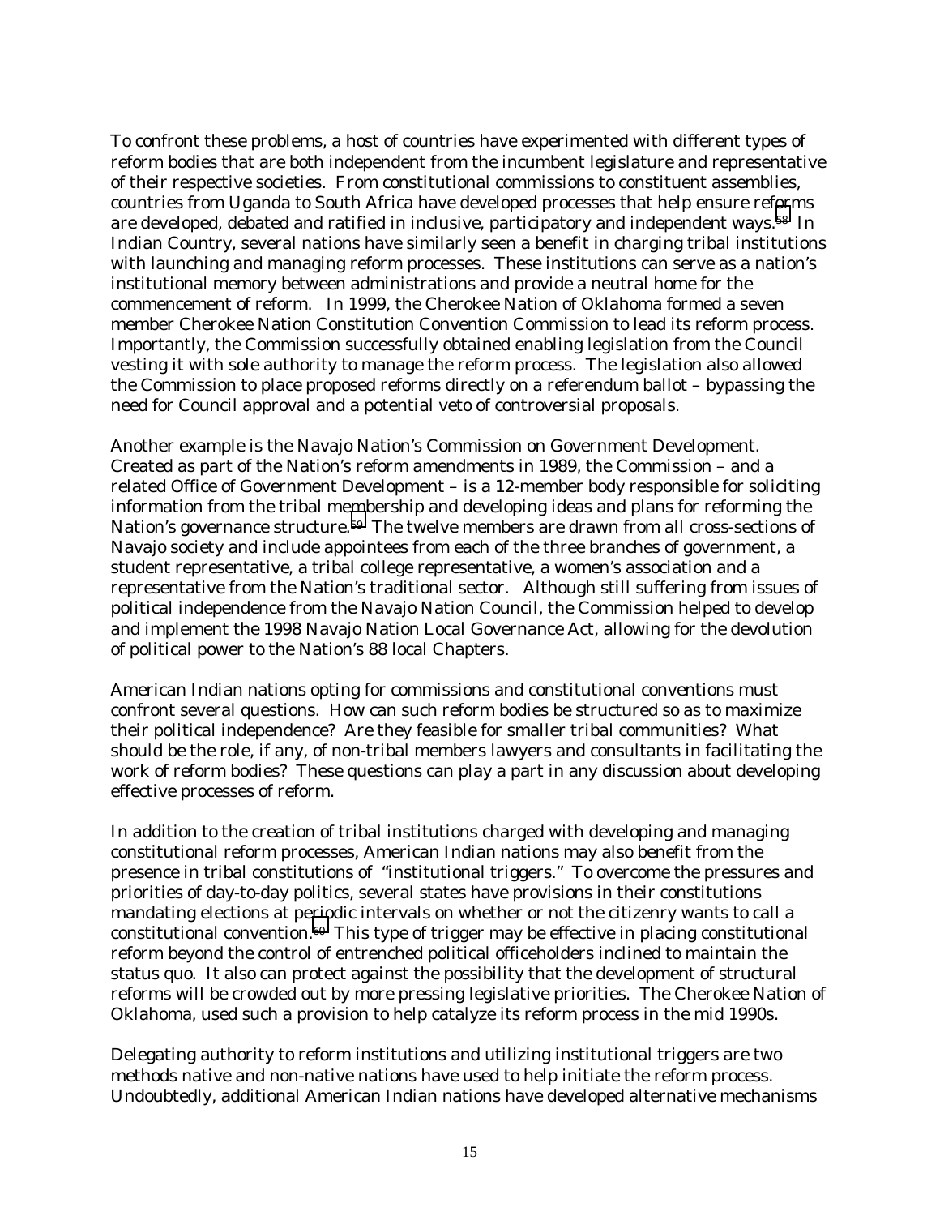To confront these problems, a host of countries have experimented with different types of reform bodies that are both independent from the incumbent legislature and representative of their respective societies. From constitutional commissions to constituent assemblies, countries from Uganda to South Africa have developed processes that help ensure reforms are developed, debated and ratified in inclusive, participatory and independent ways.[58] In Indian Country, several nations have similarly seen a benefit in charging tribal institutions with launching and managing reform processes. These institutions can serve as a nation's institutional memory between administrations and provide a neutral home for the commencement of reform. In 1999, the Cherokee Nation of Oklahoma formed a seven member Cherokee Nation Constitution Convention Commission to lead its reform process. Importantly, the Commission successfully obtained enabling legislation from the Council vesting it with sole authority to manage the reform process. The legislation also allowed the Commission to place proposed reforms directly on a referendum ballot – bypassing the need for Council approval and a potential veto of controversial proposals.

Another example is the Navajo Nation's Commission on Government Development. Created as part of the Nation's reform amendments in 1989, the Commission – and a related Office of Government Development – is a 12-member body responsible for soliciting information from the tribal membership and developing ideas and plans for reforming the Nation's governance structure.[59] The twelve members are drawn from all cross-sections of Navajo society and include appointees from each of the three branches of government, a student representative, a tribal college representative, a women's association and a representative from the Nation's traditional sector. Although still suffering from issues of political independence from the Navajo Nation Council, the Commission helped to develop and implement the 1998 Navajo Nation Local Governance Act, allowing for the devolution of political power to the Nation's 88 local Chapters.

American Indian nations opting for commissions and constitutional conventions must confront several questions. How can such reform bodies be structured so as to maximize their political independence? Are they feasible for smaller tribal communities? What should be the role, if any, of non-tribal members lawyers and consultants in facilitating the work of reform bodies? These questions can play a part in any discussion about developing effective processes of reform.

In addition to the creation of tribal institutions charged with developing and managing constitutional reform processes, American Indian nations may also benefit from the presence in tribal constitutions of "institutional triggers." To overcome the pressures and priorities of day-to-day politics, several states have provisions in their constitutions mandating elections at periodic intervals on whether or not the citizenry wants to call a constitutional convention.[60] This type of trigger may be effective in placing constitutional reform beyond the control of entrenched political officeholders inclined to maintain the status quo. It also can protect against the possibility that the development of structural reforms will be crowded out by more pressing legislative priorities. The Cherokee Nation of Oklahoma, used such a provision to help catalyze its reform process in the mid 1990s.

Delegating authority to reform institutions and utilizing institutional triggers are two methods native and non-native nations have used to help initiate the reform process. Undoubtedly, additional American Indian nations have developed alternative mechanisms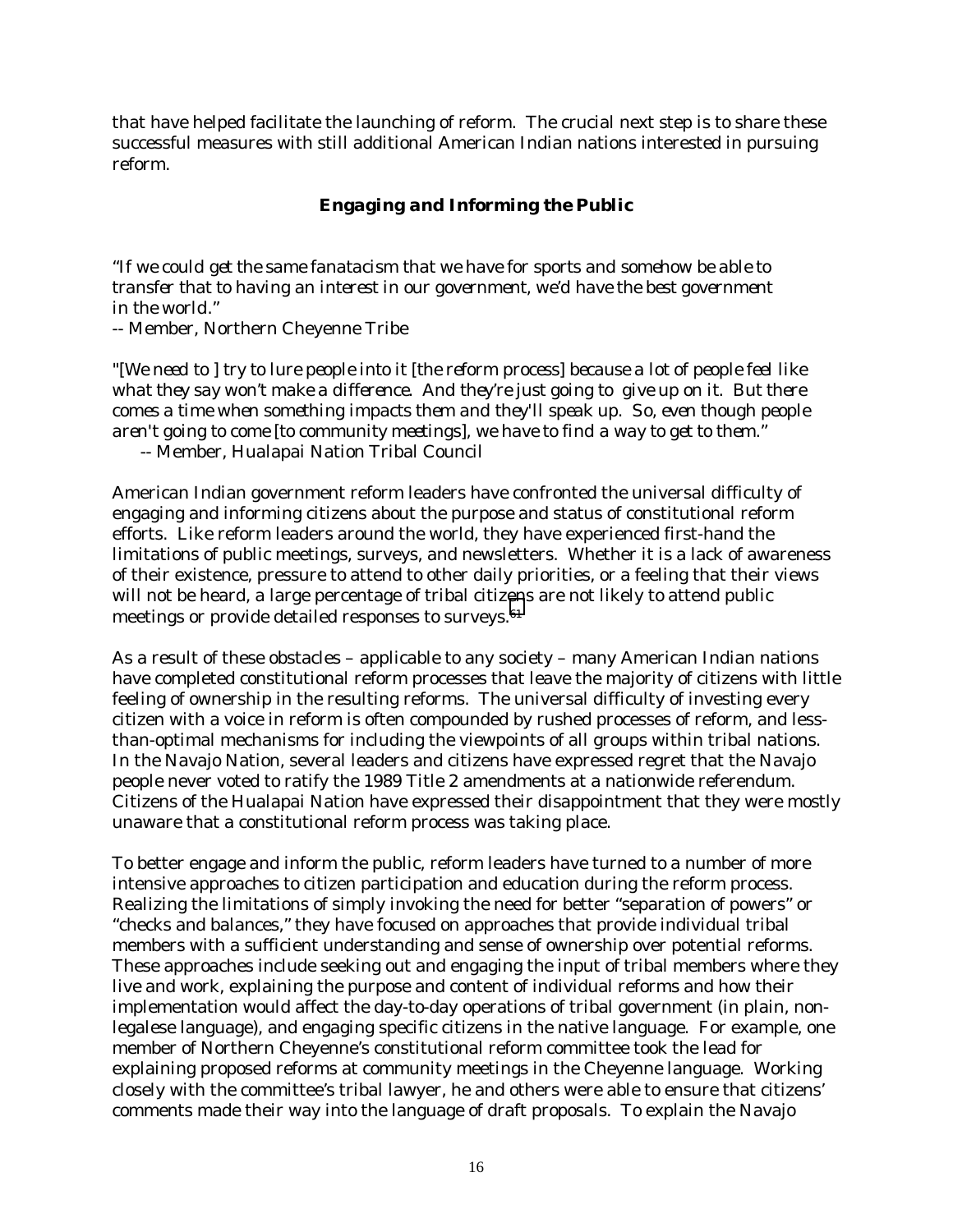that have helped facilitate the launching of reform. The crucial next step is to share these successful measures with still additional American Indian nations interested in pursuing reform.

### Engaging and Informing the Public

*"If we could get the same fanatacism that we have for sports and somehow be able to transfer that to having an interest in our government, we'd have the best government in the world."*
*-- Member, Northern Cheyenne Tribe*

*"[We need to ] try to lure people into it [the reform process] because a lot of people feel like what they say won't make a difference. And they're just going to give up on it. But there comes a time when something impacts them and they'll speak up. So, even though people aren't going to come [to community meetings], we have to find a way to get to them."*
*-- Member, Hualapai Nation Tribal Council*

American Indian government reform leaders have confronted the universal difficulty of engaging and informing citizens about the purpose and status of constitutional reform efforts. Like reform leaders around the world, they have experienced first-hand the limitations of public meetings, surveys, and newsletters. Whether it is a lack of awareness of their existence, pressure to attend to other daily priorities, or a feeling that their views will not be heard, a large percentage of tribal citizens are not likely to attend public meetings or provide detailed responses to surveys.[61]

As a result of these obstacles – applicable to any society – many American Indian nations have completed constitutional reform processes that leave the majority of citizens with little feeling of ownership in the resulting reforms. The universal difficulty of investing every citizen with a voice in reform is often compounded by rushed processes of reform, and less-than-optimal mechanisms for including the viewpoints of all groups within tribal nations. In the Navajo Nation, several leaders and citizens have expressed regret that the Navajo people never voted to ratify the 1989 Title 2 amendments at a nationwide referendum. Citizens of the Hualapai Nation have expressed their disappointment that they were mostly unaware that a constitutional reform process was taking place.

To better engage and inform the public, reform leaders have turned to a number of more intensive approaches to citizen participation and education during the reform process. Realizing the limitations of simply invoking the need for better "separation of powers" or "checks and balances," they have focused on approaches that provide individual tribal members with a sufficient understanding and sense of ownership over potential reforms. These approaches include seeking out and engaging the input of tribal members where they live and work, explaining the purpose and content of individual reforms and how their implementation would affect the day-to-day operations of tribal government (in plain, non-legalese language), and engaging specific citizens in the native language. For example, one member of Northern Cheyenne's constitutional reform committee took the lead for explaining proposed reforms at community meetings in the Cheyenne language. Working closely with the committee's tribal lawyer, he and others were able to ensure that citizens' comments made their way into the language of draft proposals. To explain the Navajo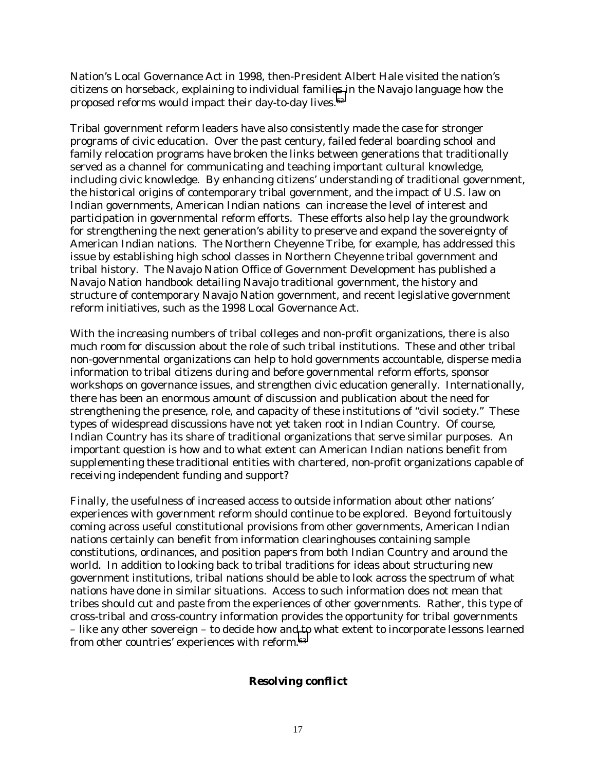Nation's Local Governance Act in 1998, then-President Albert Hale visited the nation's citizens on horseback, explaining to individual families in the Navajo language how the proposed reforms would impact their day-to-day lives.[62]

Tribal government reform leaders have also consistently made the case for stronger programs of civic education. Over the past century, failed federal boarding school and family relocation programs have broken the links between generations that traditionally served as a channel for communicating and teaching important cultural knowledge, including civic knowledge. By enhancing citizens' understanding of traditional government, the historical origins of contemporary tribal government, and the impact of U.S. law on Indian governments, American Indian nations can increase the level of interest and participation in governmental reform efforts. These efforts also help lay the groundwork for strengthening the next generation's ability to preserve and expand the sovereignty of American Indian nations. The Northern Cheyenne Tribe, for example, has addressed this issue by establishing high school classes in Northern Cheyenne tribal government and tribal history. The Navajo Nation Office of Government Development has published a Navajo Nation handbook detailing Navajo traditional government, the history and structure of contemporary Navajo Nation government, and recent legislative government reform initiatives, such as the 1998 Local Governance Act.

With the increasing numbers of tribal colleges and non-profit organizations, there is also much room for discussion about the role of such tribal institutions. These and other tribal non-governmental organizations can help to hold governments accountable, disperse media information to tribal citizens during and before governmental reform efforts, sponsor workshops on governance issues, and strengthen civic education generally. Internationally, there has been an enormous amount of discussion and publication about the need for strengthening the presence, role, and capacity of these institutions of "civil society." These types of widespread discussions have not yet taken root in Indian Country. Of course, Indian Country has its share of traditional organizations that serve similar purposes. An important question is how and to what extent can American Indian nations benefit from supplementing these traditional entities with chartered, non-profit organizations capable of receiving independent funding and support?

Finally, the usefulness of increased access to outside information about other nations' experiences with government reform should continue to be explored. Beyond fortuitously coming across useful constitutional provisions from other governments, American Indian nations certainly can benefit from information clearinghouses containing sample constitutions, ordinances, and position papers from both Indian Country and around the world. In addition to looking back to tribal traditions for ideas about structuring new government institutions, tribal nations should be able to look across the spectrum of what nations have done in similar situations. Access to such information does not mean that tribes should cut and paste from the experiences of other governments. Rather, this type of cross-tribal and cross-country information provides the opportunity for tribal governments – like any other sovereign – to decide how and to what extent to incorporate lessons learned from other countries' experiences with reform.[63]

### Resolving conflict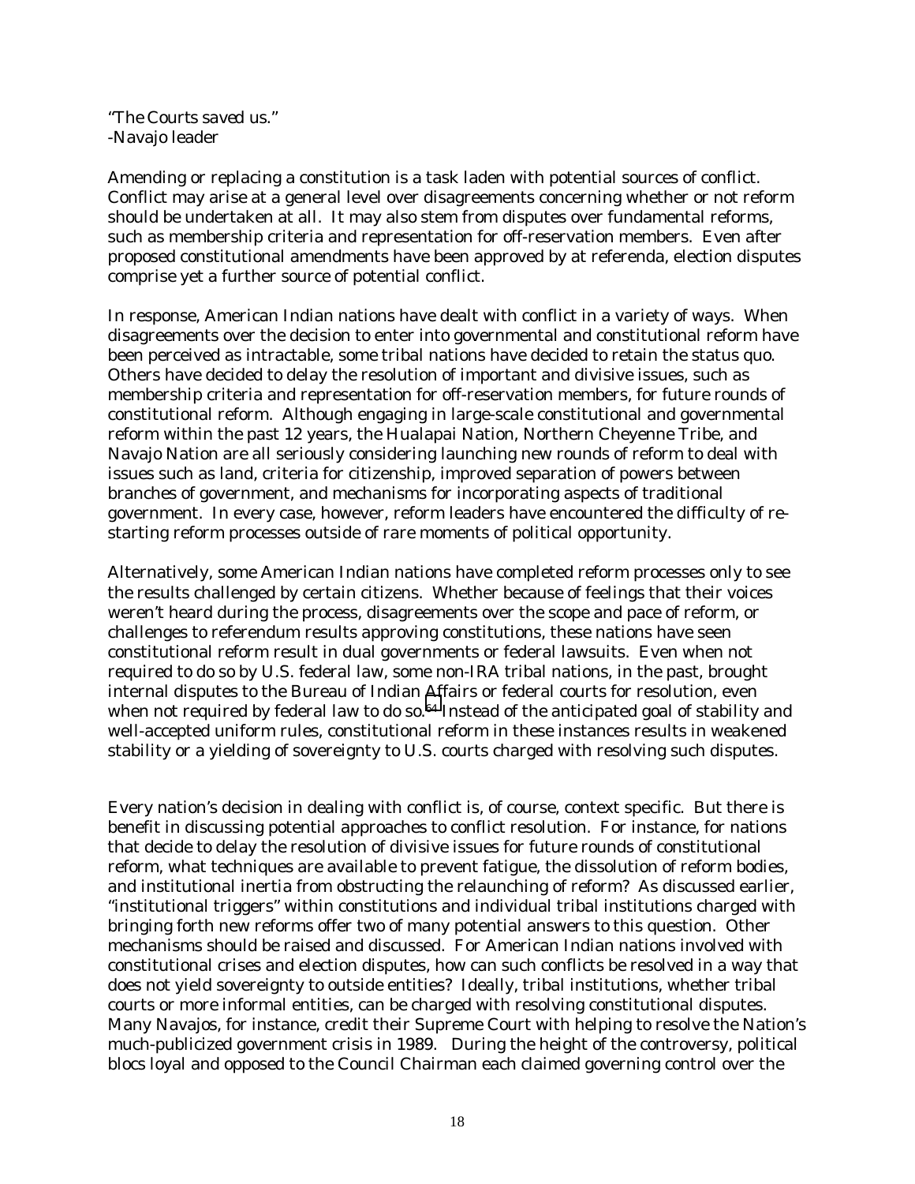*"The Courts saved us."*
*-Navajo leader*

Amending or replacing a constitution is a task laden with potential sources of conflict. Conflict may arise at a general level over disagreements concerning whether or not reform should be undertaken at all. It may also stem from disputes over fundamental reforms, such as membership criteria and representation for off-reservation members. Even after proposed constitutional amendments have been approved by at referenda, election disputes comprise yet a further source of potential conflict.

In response, American Indian nations have dealt with conflict in a variety of ways. When disagreements over the decision to enter into governmental and constitutional reform have been perceived as intractable, some tribal nations have decided to retain the status quo. Others have decided to delay the resolution of important and divisive issues, such as membership criteria and representation for off-reservation members, for future rounds of constitutional reform. Although engaging in large-scale constitutional and governmental reform within the past 12 years, the Hualapai Nation, Northern Cheyenne Tribe, and Navajo Nation are all seriously considering launching new rounds of reform to deal with issues such as land, criteria for citizenship, improved separation of powers between branches of government, and mechanisms for incorporating aspects of traditional government. In every case, however, reform leaders have encountered the difficulty of re-starting reform processes outside of rare moments of political opportunity.

Alternatively, some American Indian nations have completed reform processes only to see the results challenged by certain citizens. Whether because of feelings that their voices weren't heard during the process, disagreements over the scope and pace of reform, or challenges to referendum results approving constitutions, these nations have seen constitutional reform result in dual governments or federal lawsuits. Even when not required to do so by U.S. federal law, some non-IRA tribal nations, in the past, brought internal disputes to the Bureau of Indian Affairs or federal courts for resolution, even when not required by federal law to do so.[64] Instead of the anticipated goal of stability and well-accepted uniform rules, constitutional reform in these instances results in weakened stability or a yielding of sovereignty to U.S. courts charged with resolving such disputes.

Every nation's decision in dealing with conflict is, of course, context specific. But there is benefit in discussing potential approaches to conflict resolution. For instance, for nations that decide to delay the resolution of divisive issues for future rounds of constitutional reform, what techniques are available to prevent fatigue, the dissolution of reform bodies, and institutional inertia from obstructing the relaunching of reform? As discussed earlier, "institutional triggers" within constitutions and individual tribal institutions charged with bringing forth new reforms offer two of many potential answers to this question. Other mechanisms should be raised and discussed. For American Indian nations involved with constitutional crises and election disputes, how can such conflicts be resolved in a way that does not yield sovereignty to outside entities? Ideally, tribal institutions, whether tribal courts or more informal entities, can be charged with resolving constitutional disputes. Many Navajos, for instance, credit their Supreme Court with helping to resolve the Nation's much-publicized government crisis in 1989. During the height of the controversy, political blocs loyal and opposed to the Council Chairman each claimed governing control over the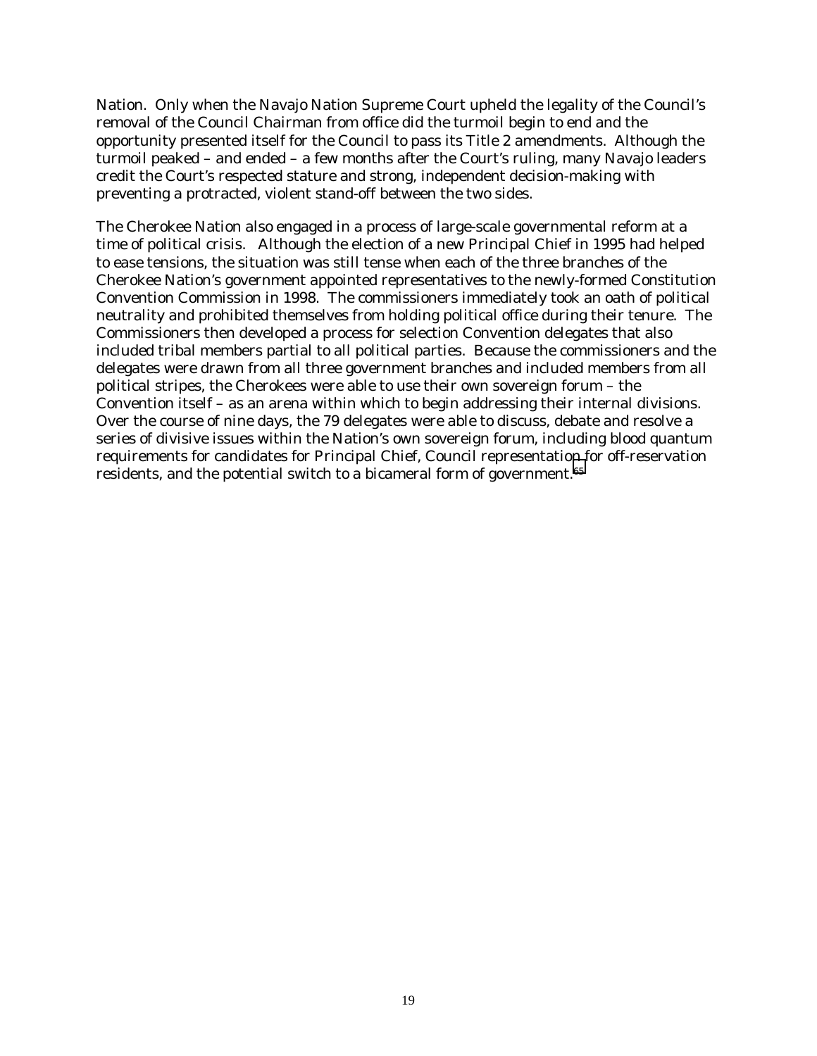Nation. Only when the Navajo Nation Supreme Court upheld the legality of the Council's removal of the Council Chairman from office did the turmoil begin to end and the opportunity presented itself for the Council to pass its Title 2 amendments. Although the turmoil peaked – and ended – a few months after the Court's ruling, many Navajo leaders credit the Court's respected stature and strong, independent decision-making with preventing a protracted, violent stand-off between the two sides.

The Cherokee Nation also engaged in a process of large-scale governmental reform at a time of political crisis. Although the election of a new Principal Chief in 1995 had helped to ease tensions, the situation was still tense when each of the three branches of the Cherokee Nation's government appointed representatives to the newly-formed Constitution Convention Commission in 1998. The commissioners immediately took an oath of political neutrality and prohibited themselves from holding political office during their tenure. The Commissioners then developed a process for selection Convention delegates that also included tribal members partial to all political parties. Because the commissioners and the delegates were drawn from all three government branches and included members from all political stripes, the Cherokees were able to use their own sovereign forum – the Convention itself – as an arena within which to begin addressing their internal divisions. Over the course of nine days, the 79 delegates were able to discuss, debate and resolve a series of divisive issues within the Nation's own sovereign forum, including blood quantum requirements for candidates for Principal Chief, Council representation for off-reservation residents, and the potential switch to a bicameral form of government.[65]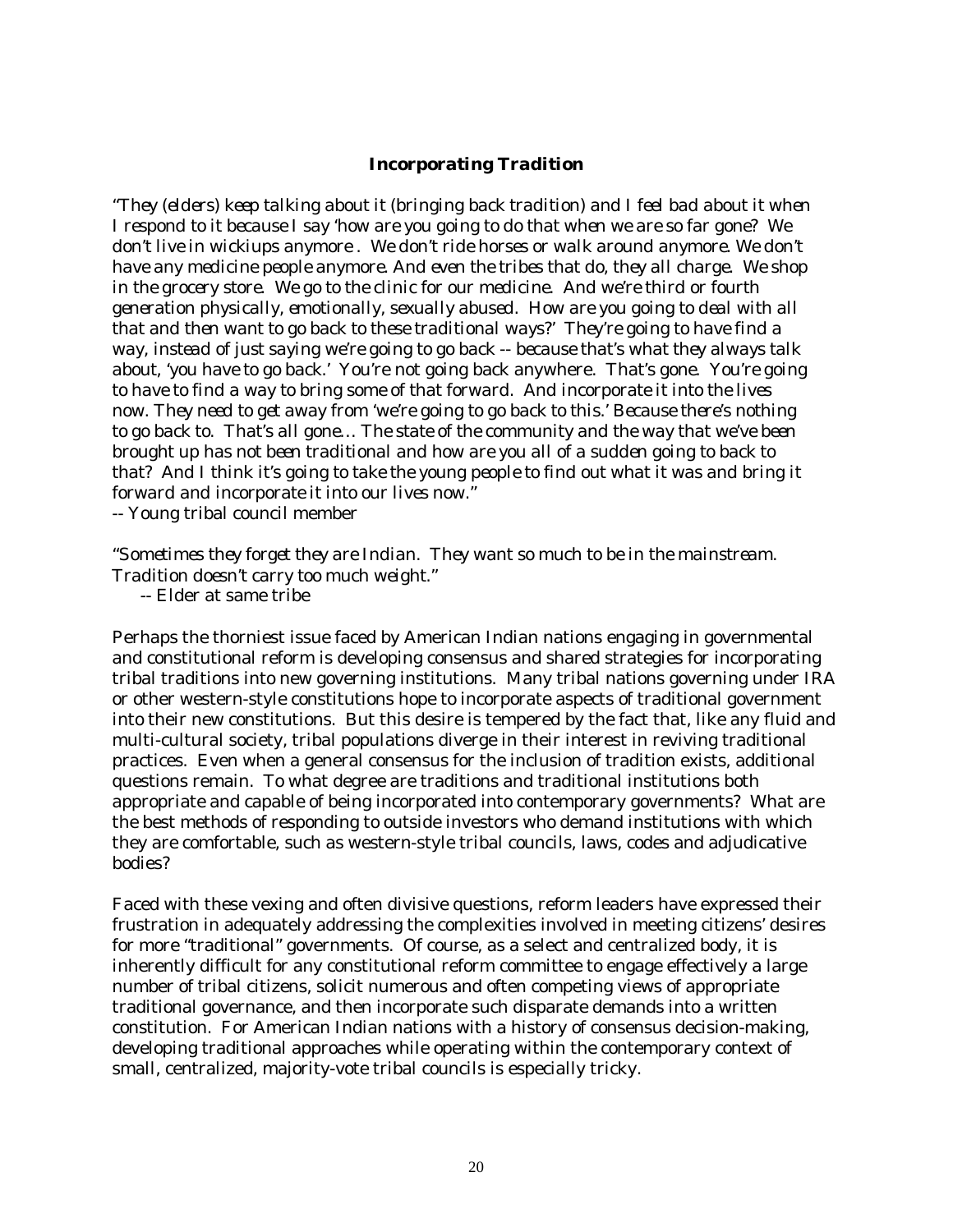### Incorporating Tradition

*"They (elders) keep talking about it (bringing back tradition) and I feel bad about it when I respond to it because I say 'how are you going to do that when we are so far gone? We don't live in wickiups anymore . We don't ride horses or walk around anymore. We don't have any medicine people anymore. And even the tribes that do, they all charge. We shop in the grocery store. We go to the clinic for our medicine. And we're third or fourth generation physically, emotionally, sexually abused. How are you going to deal with all that and then want to go back to these traditional ways?' They're going to have find a way, instead of just saying we're going to go back -- because that's what they always talk about, 'you have to go back.' You're not going back anywhere. That's gone. You're going to have to find a way to bring some of that forward. And incorporate it into the lives now. They need to get away from 'we're going to go back to this.' Because there's nothing to go back to. That's all gone… The state of the community and the way that we've been brought up has not been traditional and how are you all of a sudden going to back to that? And I think it's going to take the young people to find out what it was and bring it forward and incorporate it into our lives now."*
*-- Young tribal council member*

*"Sometimes they forget they are Indian. They want so much to be in the mainstream. Tradition doesn't carry too much weight."*
*-- Elder at same tribe*

Perhaps the thorniest issue faced by American Indian nations engaging in governmental and constitutional reform is developing consensus and shared strategies for incorporating tribal traditions into new governing institutions. Many tribal nations governing under IRA or other western-style constitutions hope to incorporate aspects of traditional government into their new constitutions. But this desire is tempered by the fact that, like any fluid and multi-cultural society, tribal populations diverge in their interest in reviving traditional practices. Even when a general consensus for the inclusion of tradition exists, additional questions remain. To what degree are traditions and traditional institutions both appropriate and capable of being incorporated into contemporary governments? What are the best methods of responding to outside investors who demand institutions with which they are comfortable, such as western-style tribal councils, laws, codes and adjudicative bodies?

Faced with these vexing and often divisive questions, reform leaders have expressed their frustration in adequately addressing the complexities involved in meeting citizens' desires for more "traditional" governments. Of course, as a select and centralized body, it is inherently difficult for any constitutional reform committee to engage effectively a large number of tribal citizens, solicit numerous and often competing views of appropriate traditional governance, and then incorporate such disparate demands into a written constitution. For American Indian nations with a history of consensus decision-making, developing traditional approaches while operating within the contemporary context of small, centralized, majority-vote tribal councils is especially tricky.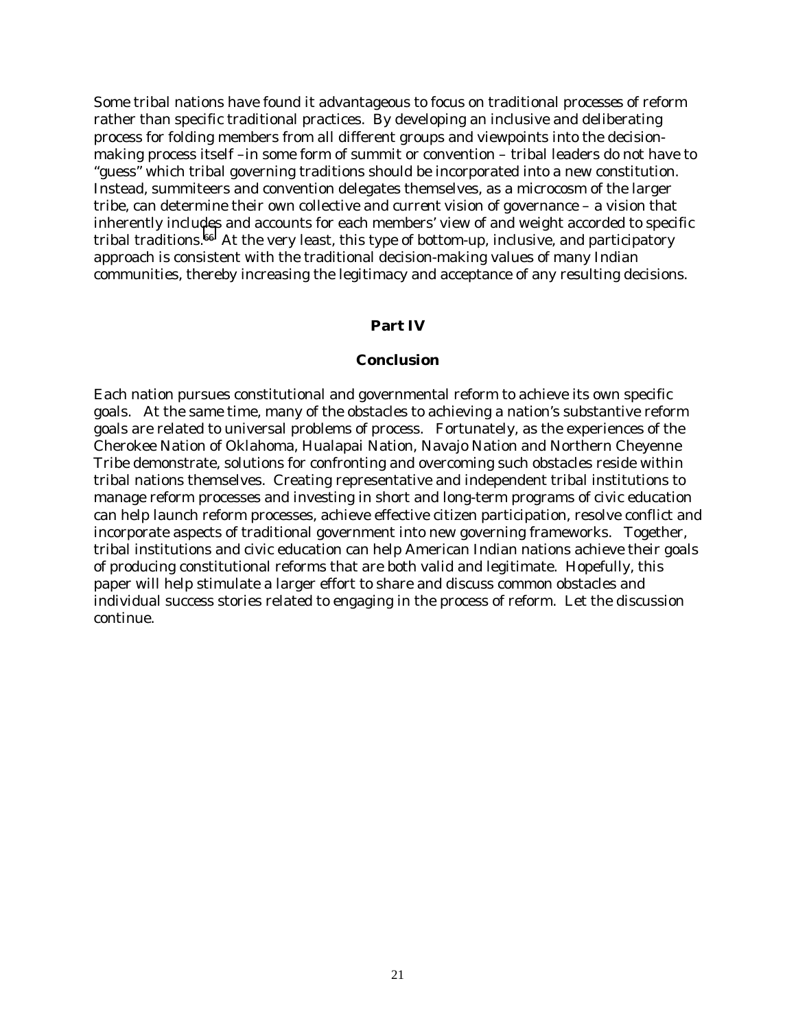Some tribal nations have found it advantageous to focus on traditional processes of reform rather than specific traditional practices. By developing an inclusive and deliberating process for folding members from all different groups and viewpoints into the decision-making process itself –in some form of summit or convention – tribal leaders do not have to "guess" which tribal governing traditions should be incorporated into a new constitution. Instead, summiteers and convention delegates themselves, as a microcosm of the larger tribe, can determine their own collective and current vision of governance – a vision that inherently includes and accounts for each members' view of and weight accorded to specific tribal traditions.[66] At the very least, this type of bottom-up, inclusive, and participatory approach is consistent with the traditional decision-making values of many Indian communities, thereby increasing the legitimacy and acceptance of any resulting decisions.

## Part IV

## Conclusion

Each nation pursues constitutional and governmental reform to achieve its own specific goals. At the same time, many of the obstacles to achieving a nation's substantive reform goals are related to universal problems of process. Fortunately, as the experiences of the Cherokee Nation of Oklahoma, Hualapai Nation, Navajo Nation and Northern Cheyenne Tribe demonstrate, solutions for confronting and overcoming such obstacles reside within tribal nations themselves. Creating representative and independent tribal institutions to manage reform processes and investing in short and long-term programs of civic education can help launch reform processes, achieve effective citizen participation, resolve conflict and incorporate aspects of traditional government into new governing frameworks. Together, tribal institutions and civic education can help American Indian nations achieve their goals of producing constitutional reforms that are both valid and legitimate. Hopefully, this paper will help stimulate a larger effort to share and discuss common obstacles and individual success stories related to engaging in the process of reform. Let the discussion continue.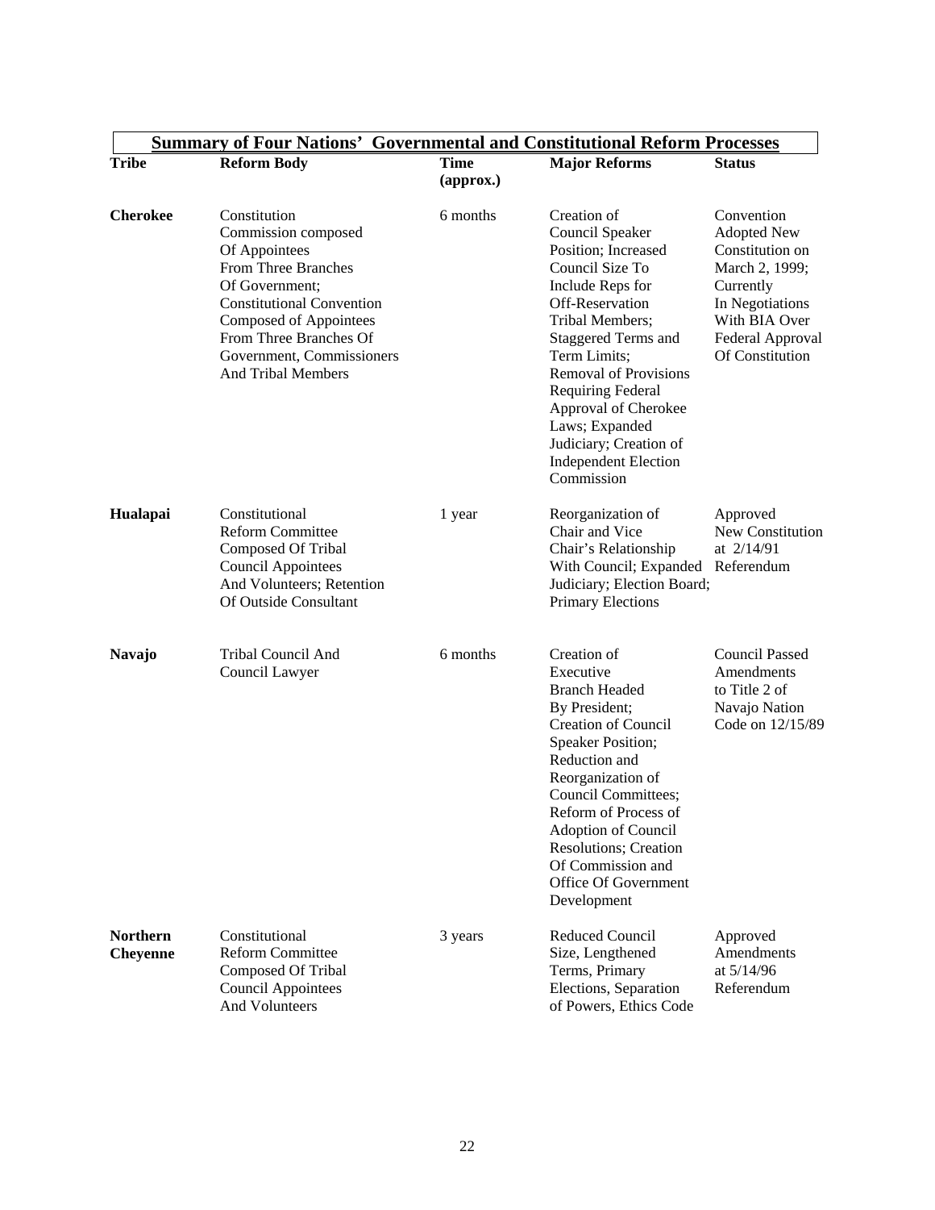**Summary of Four Nations' Governmental and Constitutional Reform Processes**

| Tribe | Reform Body | Time (approx.) | Major Reforms | Status |
|---|---|---|---|---|
| **Cherokee** | Constitution Commission composed Of Appointees From Three Branches Of Government; Constitutional Convention Composed of Appointees From Three Branches Of Government, Commissioners And Tribal Members | 6 months | Creation of Council Speaker Position; Increased Council Size To Include Reps for Off-Reservation Tribal Members; Staggered Terms and Term Limits; Removal of Provisions Requiring Federal Approval of Cherokee Laws; Expanded Judiciary; Creation of Independent Election Commission | Convention Adopted New Constitution on March 2, 1999; Currently In Negotiations With BIA Over Federal Approval Of Constitution |
| **Hualapai** | Constitutional Reform Committee Composed Of Tribal Council Appointees And Volunteers; Retention Of Outside Consultant | 1 year | Reorganization of Chair and Vice Chair's Relationship With Council; Expanded Judiciary; Election Board; Primary Elections | Approved New Constitution at 2/14/91 Referendum |
| **Navajo** | Tribal Council And Council Lawyer | 6 months | Creation of Executive Branch Headed By President; Creation of Council Speaker Position; Reduction and Reorganization of Council Committees; Reform of Process of Adoption of Council Resolutions; Creation Of Commission and Office Of Government Development | Council Passed Amendments to Title 2 of Navajo Nation Code on 12/15/89 |
| **Northern Cheyenne** | Constitutional Reform Committee Composed Of Tribal Council Appointees And Volunteers | 3 years | Reduced Council Size, Lengthened Terms, Primary Elections, Separation of Powers, Ethics Code | Approved Amendments at 5/14/96 Referendum |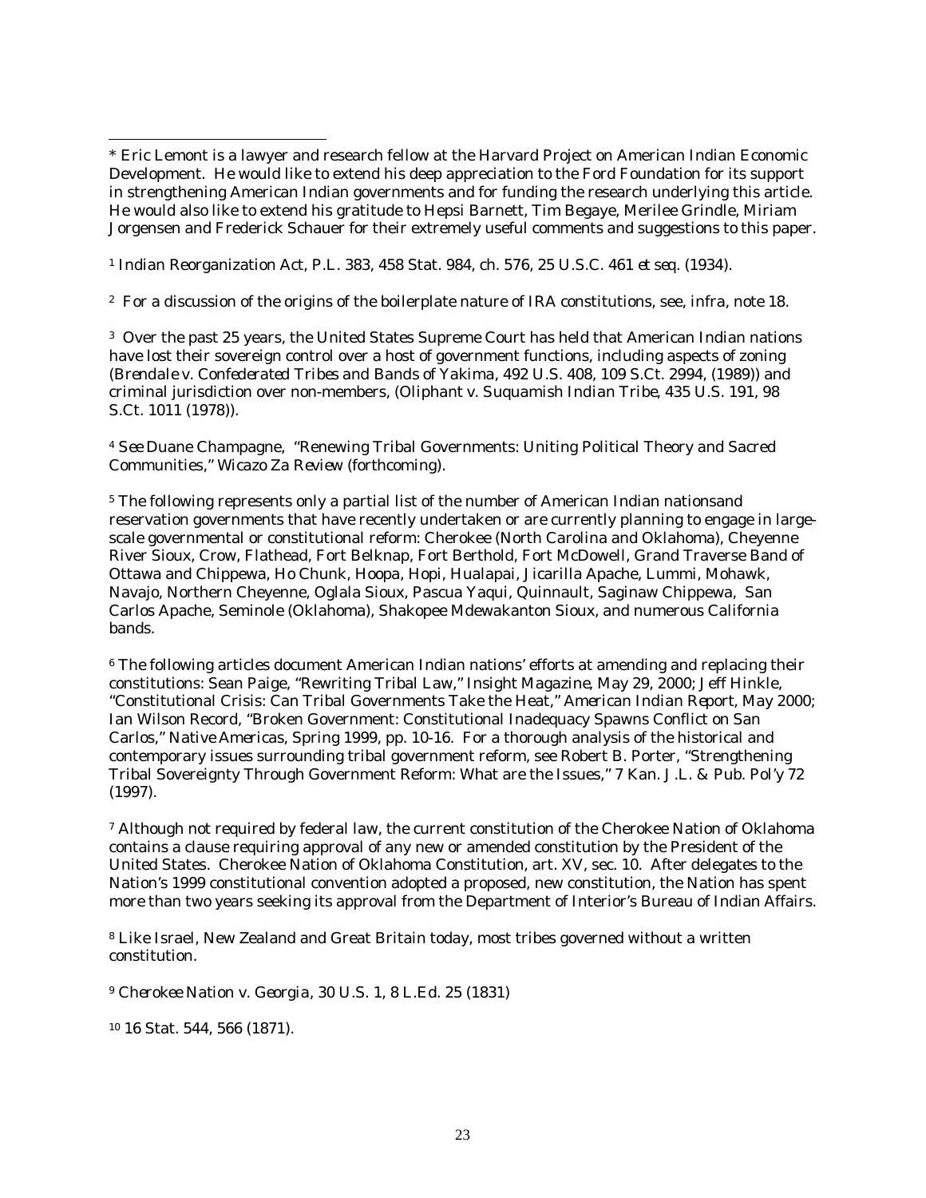\* Eric Lemont is a lawyer and research fellow at the Harvard Project on American Indian Economic Development. He would like to extend his deep appreciation to the Ford Foundation for its support in strengthening American Indian governments and for funding the research underlying this article. He would also like to extend his gratitude to Hepsi Barnett, Tim Begaye, Merilee Grindle, Miriam Jorgensen and Frederick Schauer for their extremely useful comments and suggestions to this paper.

[1] Indian Reorganization Act, P.L. 383, 458 Stat. 984, ch. 576, 25 U.S.C. 461 *et seq.* (1934).

[2] For a discussion of the origins of the boilerplate nature of IRA constitutions, see, infra, note 18.

[3] Over the past 25 years, the United States Supreme Court has held that American Indian nations have lost their sovereign control over a host of government functions, including aspects of zoning (*Brendale v. Confederated Tribes and Bands of Yakima*, 492 U.S. 408, 109 S.Ct. 2994, (1989)) and criminal jurisdiction over non-members, (*Oliphant v. Suquamish Indian Tribe*, 435 U.S. 191, 98 S.Ct. 1011 (1978)).

[4] *See* Duane Champagne, "Renewing Tribal Governments: Uniting Political Theory and Sacred Communities," *Wicazo Za Review* (forthcoming).

[5] The following represents only a partial list of the number of American Indian nationsand reservation governments that have recently undertaken or are currently planning to engage in large-scale governmental or constitutional reform: Cherokee (North Carolina and Oklahoma), Cheyenne River Sioux, Crow, Flathead, Fort Belknap, Fort Berthold, Fort McDowell, Grand Traverse Band of Ottawa and Chippewa, Ho Chunk, Hoopa, Hopi, Hualapai, Jicarilla Apache, Lummi, Mohawk, Navajo, Northern Cheyenne, Oglala Sioux, Pascua Yaqui, Quinnault, Saginaw Chippewa, San Carlos Apache, Seminole (Oklahoma), Shakopee Mdewakanton Sioux, and numerous California bands.

[6] The following articles document American Indian nations' efforts at amending and replacing their constitutions: Sean Paige, "Rewriting Tribal Law," *Insight Magazine*, May 29, 2000; Jeff Hinkle, "Constitutional Crisis: Can Tribal Governments Take the Heat," *American Indian Report*, May 2000; Ian Wilson Record, "Broken Government: Constitutional Inadequacy Spawns Conflict on San Carlos," *Native Americas*, Spring 1999, pp. 10-16. For a thorough analysis of the historical and contemporary issues surrounding tribal government reform, see Robert B. Porter, "Strengthening Tribal Sovereignty Through Government Reform: What are the Issues," 7 Kan. J.L. & Pub. Pol'y 72 (1997).

[7] Although not required by federal law, the current constitution of the Cherokee Nation of Oklahoma contains a clause requiring approval of any new or amended constitution by the President of the United States. Cherokee Nation of Oklahoma Constitution, art. XV, sec. 10. After delegates to the Nation's 1999 constitutional convention adopted a proposed, new constitution, the Nation has spent more than two years seeking its approval from the Department of Interior's Bureau of Indian Affairs.

[8] Like Israel, New Zealand and Great Britain today, most tribes governed without a written constitution.

[9] *Cherokee Nation v. Georgia*, 30 U.S. 1, 8 L.Ed. 25 (1831)

[10] 16 Stat. 544, 566 (1871).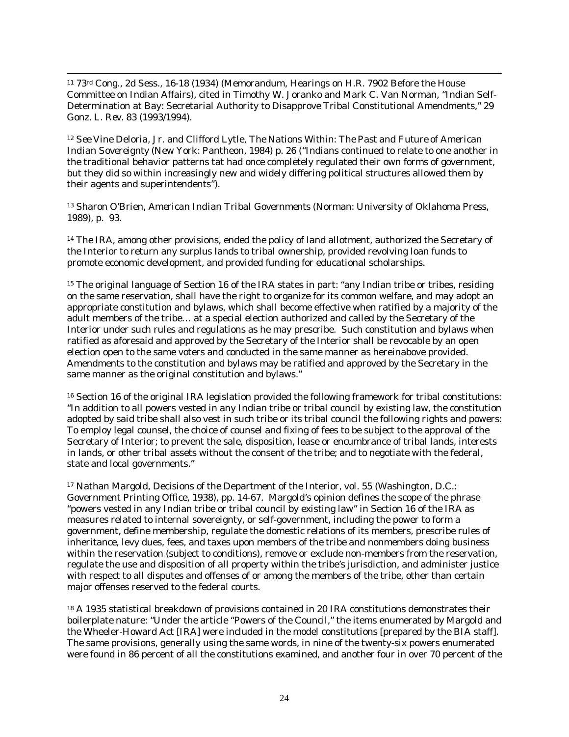[11] 73rd Cong., 2d Sess., 16-18 (1934) (Memorandum, Hearings on H.R. 7902 Before the House Committee on Indian Affairs), cited in Timothy W. Joranko and Mark C. Van Norman, "Indian Self-Determination at Bay: Secretarial Authority to Disapprove Tribal Constitutional Amendments," 29 Gonz. L. Rev. 83 (1993/1994).

[12] *See* Vine Deloria, Jr. and Clifford Lytle, *The Nations Within: The Past and Future of American Indian Sovereignty* (New York: Pantheon, 1984) p. 26 ("Indians continued to relate to one another in the traditional behavior patterns tat had once completely regulated their own forms of government, but they did so within increasingly new and widely differing political structures allowed them by their agents and superintendents").

[13] Sharon O'Brien, *American Indian Tribal Governments* (Norman: University of Oklahoma Press, 1989), p. 93.

[14] The IRA, among other provisions, ended the policy of land allotment, authorized the Secretary of the Interior to return any surplus lands to tribal ownership, provided revolving loan funds to promote economic development, and provided funding for educational scholarships.

[15] The original language of Section 16 of the IRA states in part: "any Indian tribe or tribes, residing on the same reservation, shall have the right to organize for its common welfare, and may adopt an appropriate constitution and bylaws, which shall become effective when ratified by a majority of the adult members of the tribe… at a special election authorized and called by the Secretary of the Interior under such rules and regulations as he may prescribe. Such constitution and bylaws when ratified as aforesaid and approved by the Secretary of the Interior shall be revocable by an open election open to the same voters and conducted in the same manner as hereinabove provided. Amendments to the constitution and bylaws may be ratified and approved by the Secretary in the same manner as the original constitution and bylaws."

[16] Section 16 of the original IRA legislation provided the following framework for tribal constitutions: "In addition to all powers vested in any Indian tribe or tribal council by existing law, the constitution adopted by said tribe shall also vest in such tribe or its tribal council the following rights and powers: To employ legal counsel, the choice of counsel and fixing of fees to be subject to the approval of the Secretary of Interior; to prevent the sale, disposition, lease or encumbrance of tribal lands, interests in lands, or other tribal assets without the consent of the tribe; and to negotiate with the federal, state and local governments."

[17] Nathan Margold, Decisions of the Department of the Interior, vol. 55 (Washington, D.C.: Government Printing Office, 1938), pp. 14-67. Margold's opinion defines the scope of the phrase "powers vested in any Indian tribe or tribal council by existing law" in Section 16 of the IRA as measures related to internal sovereignty, or self-government, including the power to form a government, define membership, regulate the domestic relations of its members, prescribe rules of inheritance, levy dues, fees, and taxes upon members of the tribe and nonmembers doing business within the reservation (subject to conditions), remove or exclude non-members from the reservation, regulate the use and disposition of all property within the tribe's jurisdiction, and administer justice with respect to all disputes and offenses of or among the members of the tribe, other than certain major offenses reserved to the federal courts.

[18] A 1935 statistical breakdown of provisions contained in 20 IRA constitutions demonstrates their boilerplate nature: "Under the article "Powers of the Council," the items enumerated by Margold and the Wheeler-Howard Act [IRA] were included in the model constitutions [prepared by the BIA staff]. The same provisions, generally using the same words, in nine of the twenty-six powers enumerated were found in 86 percent of all the constitutions examined, and another four in over 70 percent of the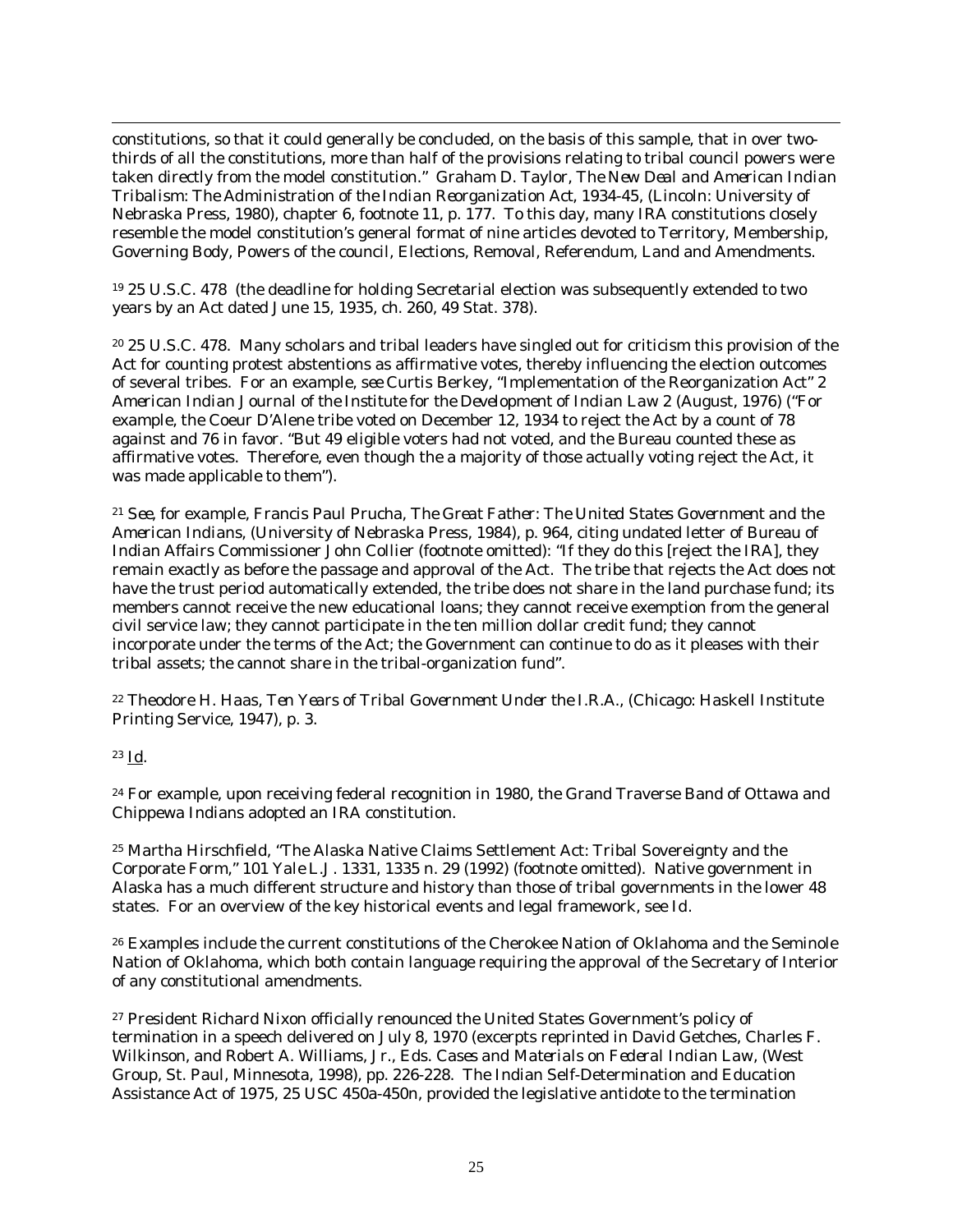constitutions, so that it could generally be concluded, on the basis of this sample, that in over two-thirds of all the constitutions, more than half of the provisions relating to tribal council powers were taken directly from the model constitution." Graham D. Taylor, *The New Deal and American Indian Tribalism: The Administration of the Indian Reorganization Act, 1934-45*, (Lincoln: University of Nebraska Press, 1980), chapter 6, footnote 11, p. 177. To this day, many IRA constitutions closely resemble the model constitution's general format of nine articles devoted to Territory, Membership, Governing Body, Powers of the council, Elections, Removal, Referendum, Land and Amendments.

[19] 25 U.S.C. 478 (the deadline for holding Secretarial election was subsequently extended to two years by an Act dated June 15, 1935, ch. 260, 49 Stat. 378).

[20] 25 U.S.C. 478. Many scholars and tribal leaders have singled out for criticism this provision of the Act for counting protest abstentions as affirmative votes, thereby influencing the election outcomes of several tribes. For an example, *see* Curtis Berkey, "Implementation of the Reorganization Act" 2 *American Indian Journal of the Institute for the Development of Indian Law* 2 (August, 1976) ("For example, the Coeur D'Alene tribe voted on December 12, 1934 to reject the Act by a count of 78 against and 76 in favor. "But 49 eligible voters had not voted, and the Bureau counted these as affirmative votes. Therefore, even though the a majority of those actually voting reject the Act, it was made applicable to them").

[21] *See*, for example, Francis Paul Prucha, *The Great Father: The United States Government and the American Indians*, (University of Nebraska Press, 1984), p. 964, citing undated letter of Bureau of Indian Affairs Commissioner John Collier (footnote omitted): "If they do this [reject the IRA], they remain exactly as before the passage and approval of the Act. The tribe that rejects the Act does not have the trust period automatically extended, the tribe does not share in the land purchase fund; its members cannot receive the new educational loans; they cannot receive exemption from the general civil service law; they cannot participate in the ten million dollar credit fund; they cannot incorporate under the terms of the Act; the Government can continue to do as it pleases with their tribal assets; the cannot share in the tribal-organization fund".

[22] Theodore H. Haas, *Ten Years of Tribal Government Under the I.R.A.*, (Chicago: Haskell Institute Printing Service, 1947), p. 3.

[23] Id.

[24] For example, upon receiving federal recognition in 1980, the Grand Traverse Band of Ottawa and Chippewa Indians adopted an IRA constitution.

[25] Martha Hirschfield, "The Alaska Native Claims Settlement Act: Tribal Sovereignty and the Corporate Form," 101 *Yale L.J.* 1331, 1335 n. 29 (1992) (footnote omitted). Native government in Alaska has a much different structure and history than those of tribal governments in the lower 48 states. For an overview of the key historical events and legal framework, see *Id.*

[26] Examples include the current constitutions of the Cherokee Nation of Oklahoma and the Seminole Nation of Oklahoma, which both contain language requiring the approval of the Secretary of Interior of any constitutional amendments.

[27] President Richard Nixon officially renounced the United States Government's policy of termination in a speech delivered on July 8, 1970 (excerpts reprinted in David Getches, Charles F. Wilkinson, and Robert A. Williams, Jr., Eds. *Cases and Materials on Federal Indian Law*, (West Group, St. Paul, Minnesota, 1998), pp. 226-228. The Indian Self-Determination and Education Assistance Act of 1975, 25 USC 450a-450n, provided the legislative antidote to the termination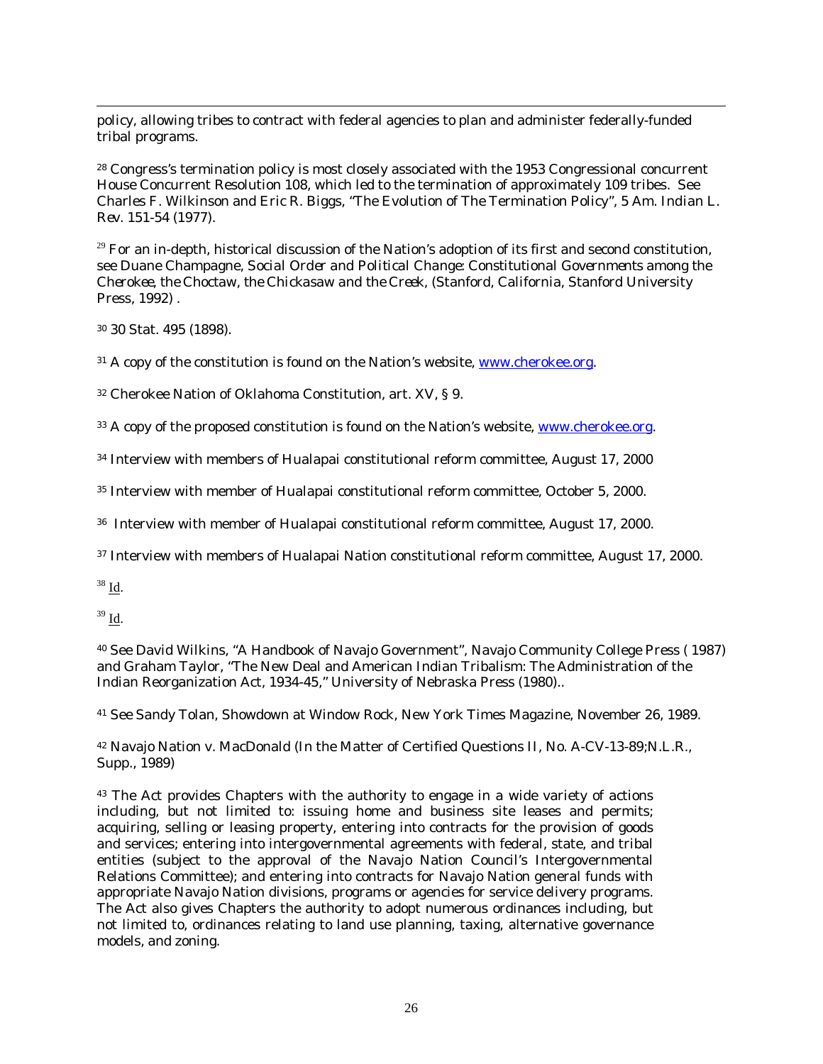policy, allowing tribes to contract with federal agencies to plan and administer federally-funded tribal programs.

[28] Congress's termination policy is most closely associated with the 1953 Congressional concurrent House Concurrent Resolution 108, which led to the termination of approximately 109 tribes. See Charles F. Wilkinson and Eric R. Biggs, "The Evolution of The Termination Policy", 5 Am. Indian L. Rev. 151-54 (1977).

[29] For an in-depth, historical discussion of the Nation's adoption of its first and second constitution, see Duane Champagne, *Social Order and Political Change: Constitutional Governments among the Cherokee, the Choctaw, the Chickasaw and the Creek*, (Stanford, California, Stanford University Press, 1992) .

[30] 30 Stat. 495 (1898).

[31] A copy of the constitution is found on the Nation's website, www.cherokee.org.

[32] Cherokee Nation of Oklahoma Constitution, art. XV, § 9.

[33] A copy of the proposed constitution is found on the Nation's website, www.cherokee.org.

[34] Interview with members of Hualapai constitutional reform committee, August 17, 2000

[35] Interview with member of Hualapai constitutional reform committee, October 5, 2000.

[36] Interview with member of Hualapai constitutional reform committee, August 17, 2000.

[37] Interview with members of Hualapai Nation constitutional reform committee, August 17, 2000.

[38] Id.

[39] Id.

[40] See David Wilkins, "A Handbook of Navajo Government", Navajo Community College Press ( 1987) and Graham Taylor, "The New Deal and American Indian Tribalism: The Administration of the Indian Reorganization Act, 1934-45," University of Nebraska Press (1980)..

[41] See Sandy Tolan, Showdown at Window Rock, New York Times Magazine, November 26, 1989.

[42] Navajo Nation v. MacDonald (In the Matter of Certified Questions II, No. A-CV-13-89;N.L.R., Supp., 1989)

[43] The Act provides Chapters with the authority to engage in a wide variety of actions including, but not limited to: issuing home and business site leases and permits; acquiring, selling or leasing property, entering into contracts for the provision of goods and services; entering into intergovernmental agreements with federal, state, and tribal entities (subject to the approval of the Navajo Nation Council's Intergovernmental Relations Committee); and entering into contracts for Navajo Nation general funds with appropriate Navajo Nation divisions, programs or agencies for service delivery programs. The Act also gives Chapters the authority to adopt numerous ordinances including, but not limited to, ordinances relating to land use planning, taxing, alternative governance models, and zoning.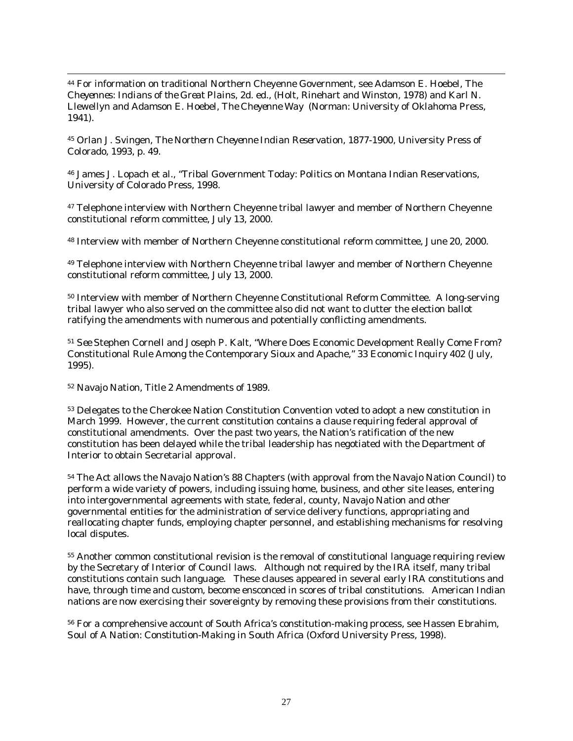[44] For information on traditional Northern Cheyenne Government, see Adamson E. Hoebel, *The Cheyennes: Indians of the Great Plains*, 2d. ed., (Holt, Rinehart and Winston, 1978) and Karl N. Llewellyn and Adamson E. Hoebel, *The Cheyenne Way* (Norman: University of Oklahoma Press, 1941).

[45] Orlan J. Svingen, *The Northern Cheyenne Indian Reservation, 1877-1900*, University Press of Colorado, 1993, p. 49.

[46] James J. Lopach et al., "Tribal Government Today: Politics on Montana Indian Reservations, University of Colorado Press, 1998.

[47] Telephone interview with Northern Cheyenne tribal lawyer and member of Northern Cheyenne constitutional reform committee, July 13, 2000.

[48] Interview with member of Northern Cheyenne constitutional reform committee, June 20, 2000.

[49] Telephone interview with Northern Cheyenne tribal lawyer and member of Northern Cheyenne constitutional reform committee, July 13, 2000.

[50] Interview with member of Northern Cheyenne Constitutional Reform Committee. A long-serving tribal lawyer who also served on the committee also did not want to clutter the election ballot ratifying the amendments with numerous and potentially conflicting amendments.

[51] *See* Stephen Cornell and Joseph P. Kalt, "Where Does Economic Development Really Come From? Constitutional Rule Among the Contemporary Sioux and Apache," 33 Economic Inquiry 402 (July, 1995).

[52] Navajo Nation, Title 2 Amendments of 1989.

[53] Delegates to the Cherokee Nation Constitution Convention voted to adopt a new constitution in March 1999. However, the current constitution contains a clause requiring federal approval of constitutional amendments. Over the past two years, the Nation's ratification of the new constitution has been delayed while the tribal leadership has negotiated with the Department of Interior to obtain Secretarial approval.

[54] The Act allows the Navajo Nation's 88 Chapters (with approval from the Navajo Nation Council) to perform a wide variety of powers, including issuing home, business, and other site leases, entering into intergovernmental agreements with state, federal, county, Navajo Nation and other governmental entities for the administration of service delivery functions, appropriating and reallocating chapter funds, employing chapter personnel, and establishing mechanisms for resolving local disputes.

[55] Another common constitutional revision is the removal of constitutional language requiring review by the Secretary of Interior of Council laws. Although not required by the IRA itself, many tribal constitutions contain such language. These clauses appeared in several early IRA constitutions and have, through time and custom, become ensconced in scores of tribal constitutions. American Indian nations are now exercising their sovereignty by removing these provisions from their constitutions.

[56] For a comprehensive account of South Africa's constitution-making process, see Hassen Ebrahim, Soul of A Nation: Constitution-Making in South Africa (Oxford University Press, 1998).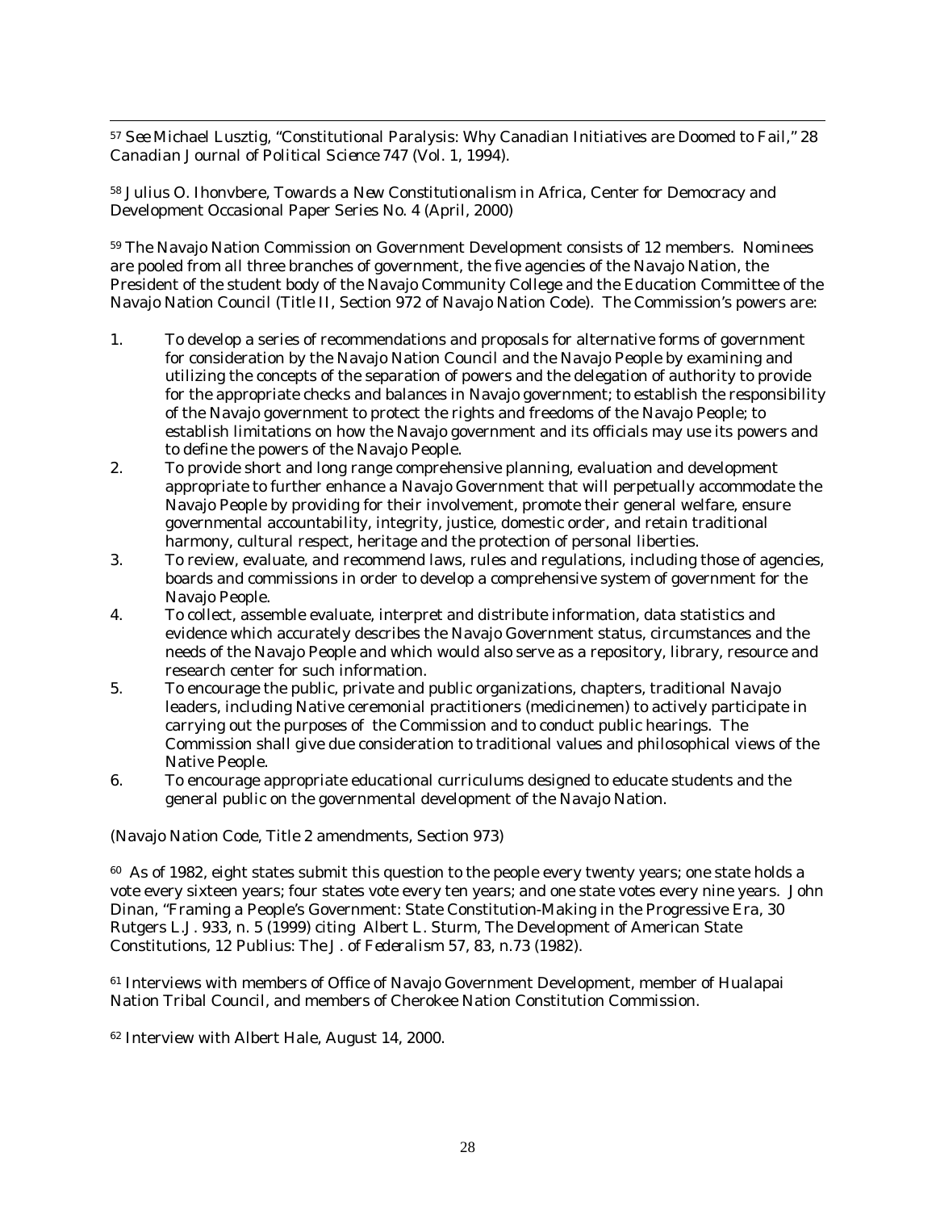[57] *See* Michael Lusztig, "Constitutional Paralysis: Why Canadian Initiatives are Doomed to Fail," 28 *Canadian Journal of Political Science* 747 (Vol. 1, 1994).

[58] Julius O. Ihonvbere, *Towards a New Constitutionalism in Africa*, Center for Democracy and Development Occasional Paper Series No. 4 (April, 2000)

[59] The Navajo Nation Commission on Government Development consists of 12 members. Nominees are pooled from all three branches of government, the five agencies of the Navajo Nation, the President of the student body of the Navajo Community College and the Education Committee of the Navajo Nation Council (Title II, Section 972 of Navajo Nation Code). The Commission's powers are:

1. To develop a series of recommendations and proposals for alternative forms of government for consideration by the Navajo Nation Council and the Navajo People by examining and utilizing the concepts of the separation of powers and the delegation of authority to provide for the appropriate checks and balances in Navajo government; to establish the responsibility of the Navajo government to protect the rights and freedoms of the Navajo People; to establish limitations on how the Navajo government and its officials may use its powers and to define the powers of the Navajo People.
2. To provide short and long range comprehensive planning, evaluation and development appropriate to further enhance a Navajo Government that will perpetually accommodate the Navajo People by providing for their involvement, promote their general welfare, ensure governmental accountability, integrity, justice, domestic order, and retain traditional harmony, cultural respect, heritage and the protection of personal liberties.
3. To review, evaluate, and recommend laws, rules and regulations, including those of agencies, boards and commissions in order to develop a comprehensive system of government for the Navajo People.
4. To collect, assemble evaluate, interpret and distribute information, data statistics and evidence which accurately describes the Navajo Government status, circumstances and the needs of the Navajo People and which would also serve as a repository, library, resource and research center for such information.
5. To encourage the public, private and public organizations, chapters, traditional Navajo leaders, including Native ceremonial practitioners (medicinemen) to actively participate in carrying out the purposes of the Commission and to conduct public hearings. The Commission shall give due consideration to traditional values and philosophical views of the Native People.
6. To encourage appropriate educational curriculums designed to educate students and the general public on the governmental development of the Navajo Nation.

(Navajo Nation Code, Title 2 amendments, Section 973)

[60] As of 1982, eight states submit this question to the people every twenty years; one state holds a vote every sixteen years; four states vote every ten years; and one state votes every nine years. John Dinan, "Framing a People's Government: State Constitution-Making in the Progressive Era, 30 Rutgers L.J. 933, n. 5 (1999) citing Albert L. Sturm, The Development of American State Constitutions, 12 Publius: *The J. of Federalism* 57, 83, n.73 (1982).

[61] Interviews with members of Office of Navajo Government Development, member of Hualapai Nation Tribal Council, and members of Cherokee Nation Constitution Commission.

[62] Interview with Albert Hale, August 14, 2000.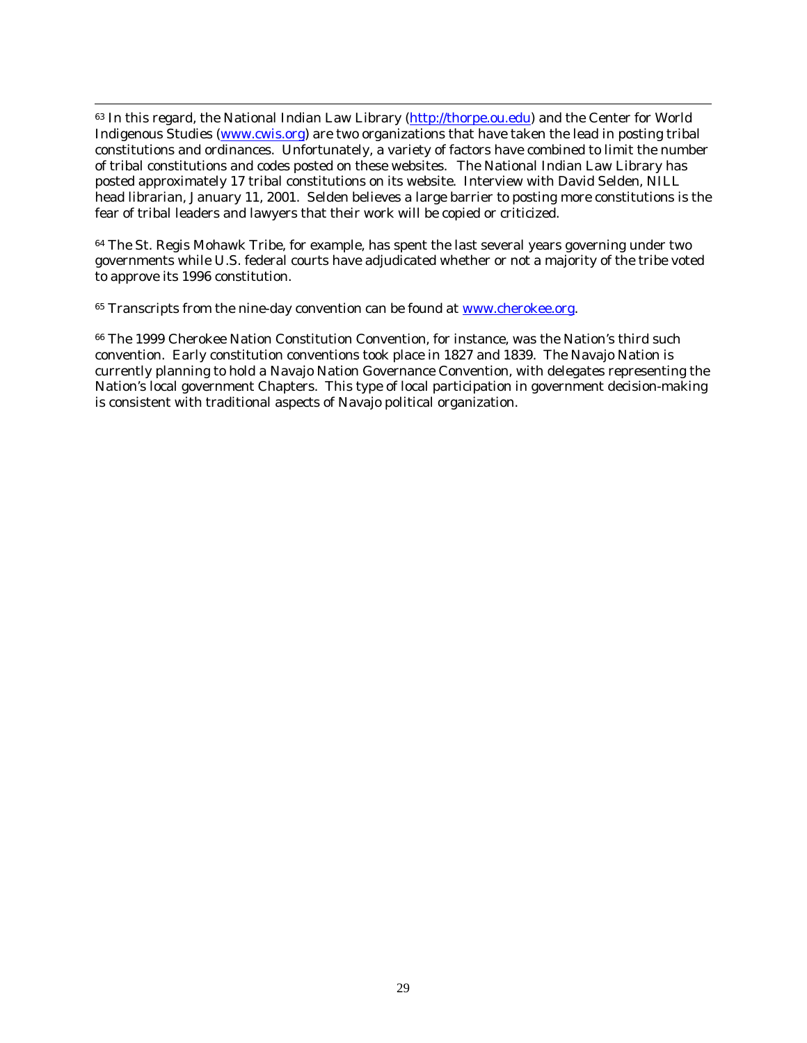[63] In this regard, the National Indian Law Library (http://thorpe.ou.edu) and the Center for World Indigenous Studies (www.cwis.org) are two organizations that have taken the lead in posting tribal constitutions and ordinances. Unfortunately, a variety of factors have combined to limit the number of tribal constitutions and codes posted on these websites. The National Indian Law Library has posted approximately 17 tribal constitutions on its website. Interview with David Selden, NILL head librarian, January 11, 2001. Selden believes a large barrier to posting more constitutions is the fear of tribal leaders and lawyers that their work will be copied or criticized.

[64] The St. Regis Mohawk Tribe, for example, has spent the last several years governing under two governments while U.S. federal courts have adjudicated whether or not a majority of the tribe voted to approve its 1996 constitution.

[65] Transcripts from the nine-day convention can be found at www.cherokee.org.

[66] The 1999 Cherokee Nation Constitution Convention, for instance, was the Nation's third such convention. Early constitution conventions took place in 1827 and 1839. The Navajo Nation is currently planning to hold a Navajo Nation Governance Convention, with delegates representing the Nation's local government Chapters. This type of local participation in government decision-making is consistent with traditional aspects of Navajo political organization.